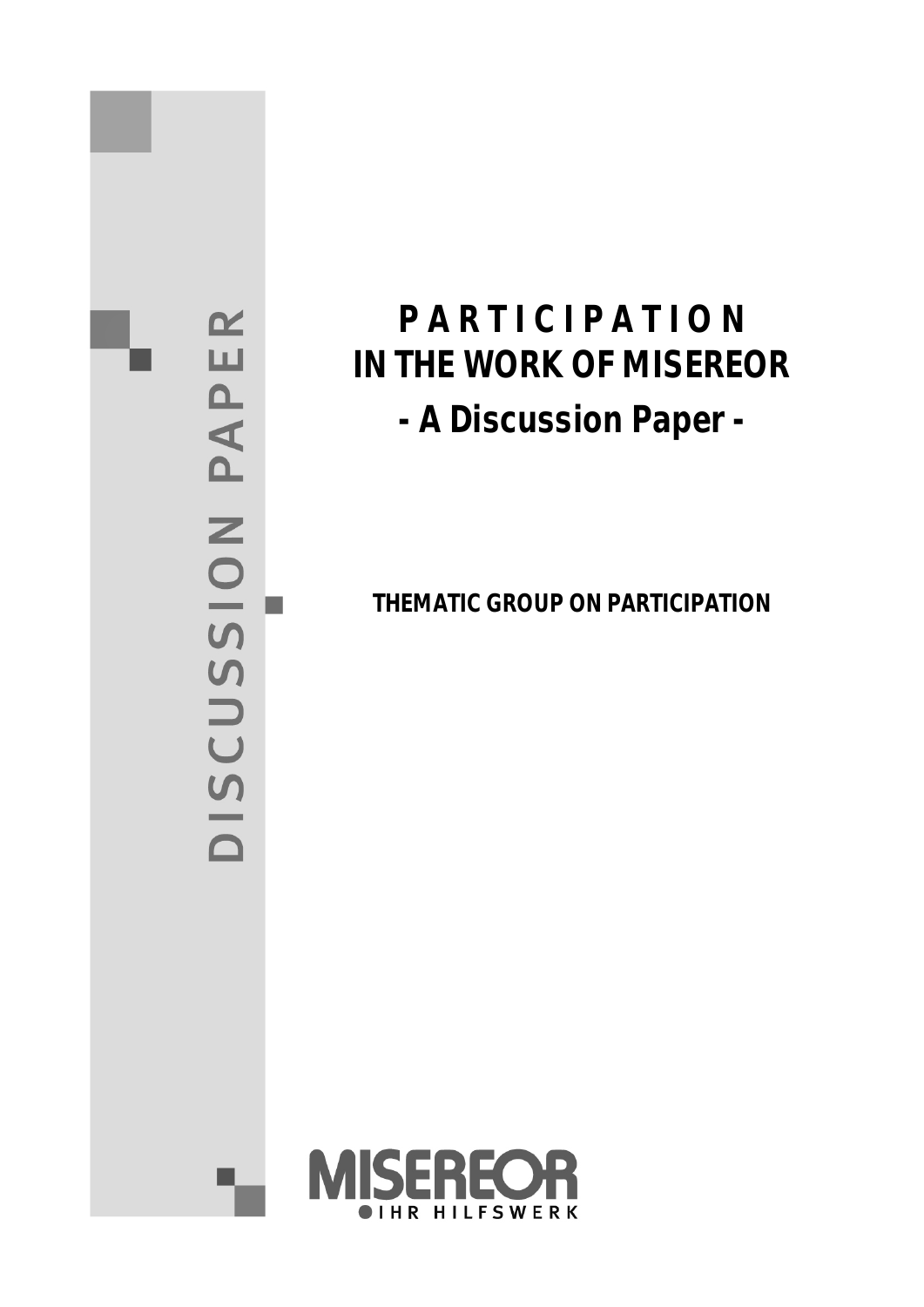DISCUSSION PAPER

# PARTICIPATION IN THE WORK OF MISEREOR

## - A Discussion Paper -

**THEMATIC GROUP ON PARTICIPATION**

MISEREOR
IHR HILFSWERK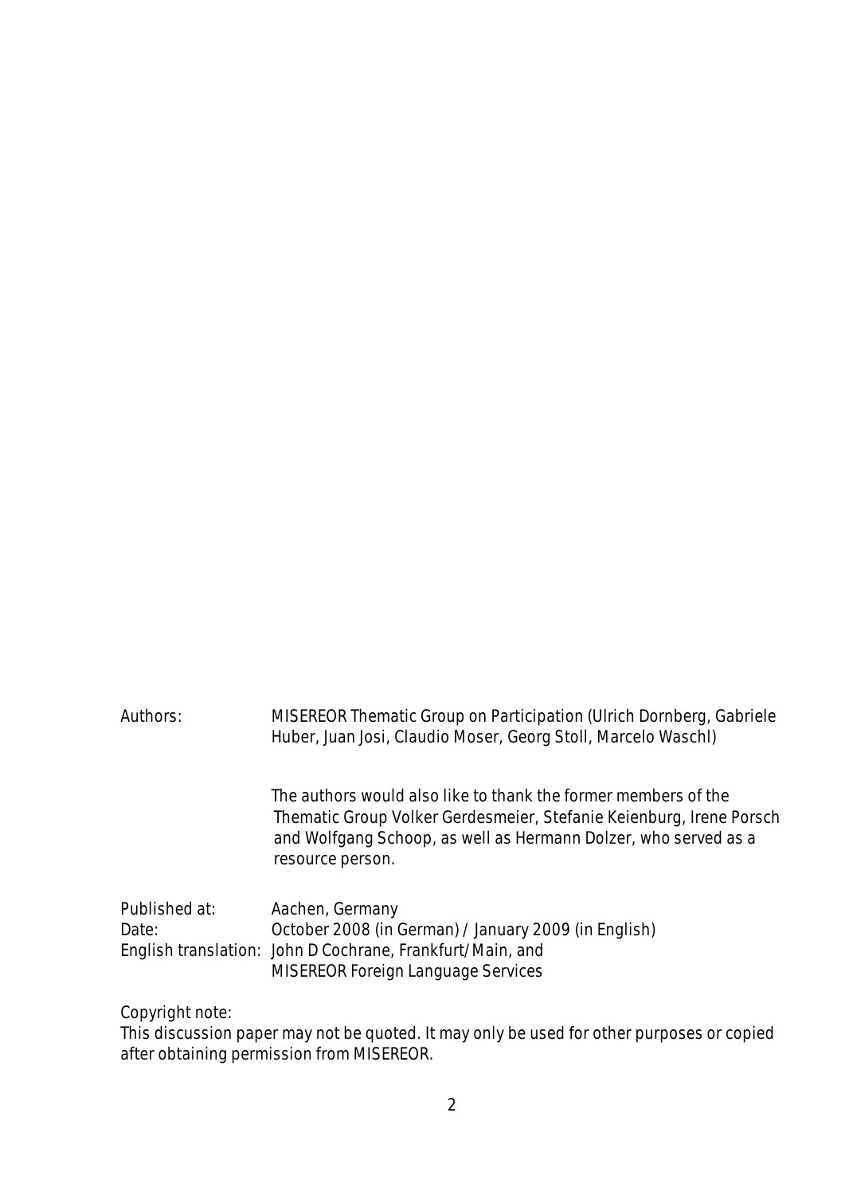| | |
|---|---|
| Authors: | MISEREOR Thematic Group on Participation (Ulrich Dornberg, Gabriele Huber, Juan Josi, Claudio Moser, Georg Stoll, Marcelo Waschl) |
| | The authors would also like to thank the former members of the Thematic Group Volker Gerdesmeier, Stefanie Keienburg, Irene Porsch and Wolfgang Schoop, as well as Hermann Dolzer, who served as a resource person. |
| Published at: | Aachen, Germany |
| Date: | October 2008 (in German) / January 2009 (in English) |
| English translation: | John D Cochrane, Frankfurt/Main, and MISEREOR Foreign Language Services |

Copyright note:
This discussion paper may not be quoted. It may only be used for other purposes or copied after obtaining permission from MISEREOR.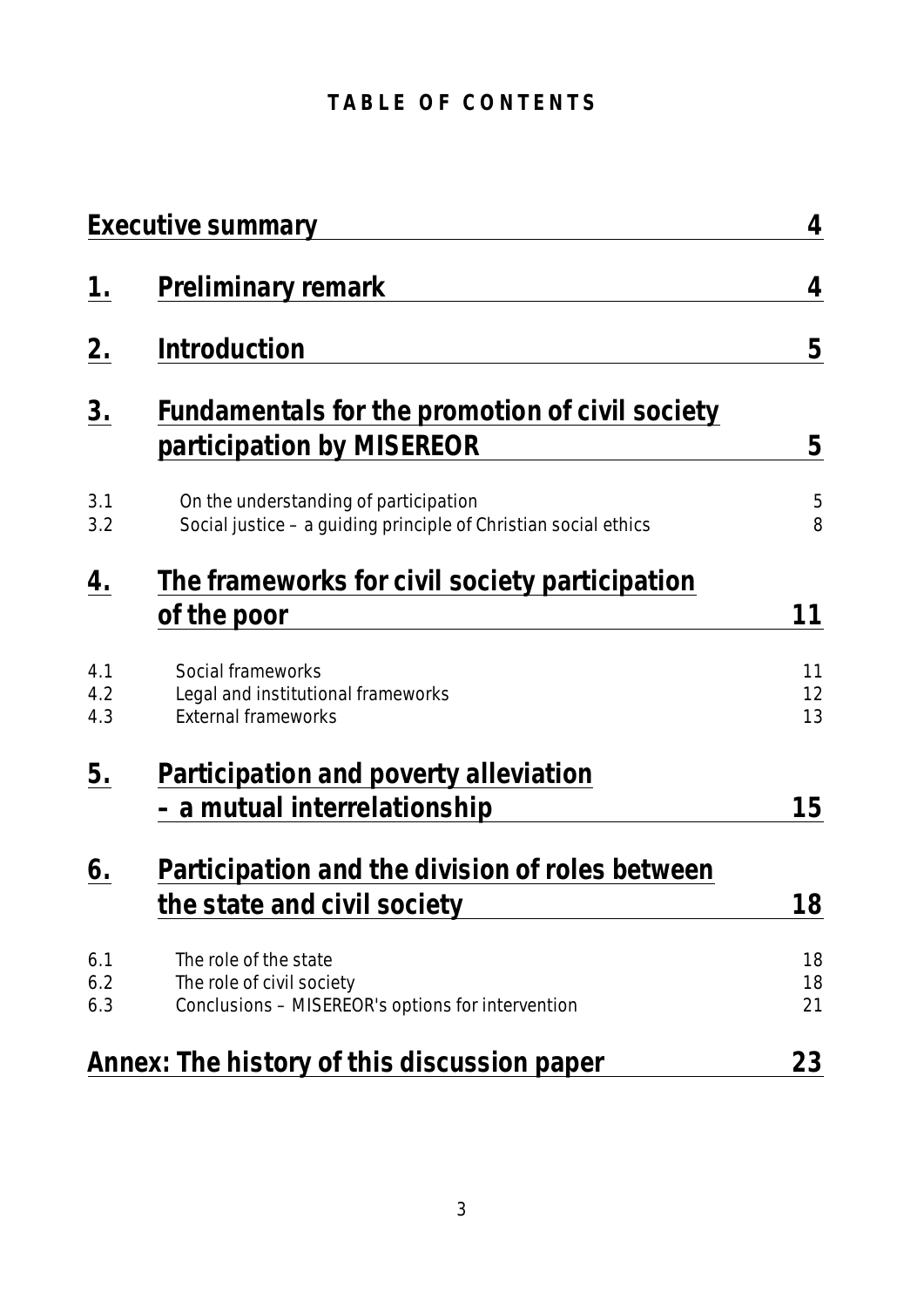# TABLE OF CONTENTS

| | | |
|---|---|---|
| **Executive summary** | | **4** |
| **1.** | **Preliminary remark** | **4** |
| **2.** | **Introduction** | **5** |
| **3.** | **Fundamentals for the promotion of civil society participation by MISEREOR** | **5** |
| 3.1 | On the understanding of participation | 5 |
| 3.2 | Social justice – a guiding principle of Christian social ethics | 8 |
| **4.** | **The frameworks for civil society participation of the poor** | **11** |
| 4.1 | Social frameworks | 11 |
| 4.2 | Legal and institutional frameworks | 12 |
| 4.3 | External frameworks | 13 |
| **5.** | **Participation and poverty alleviation – a mutual interrelationship** | **15** |
| **6.** | **Participation and the division of roles between the state and civil society** | **18** |
| 6.1 | The role of the state | 18 |
| 6.2 | The role of civil society | 18 |
| 6.3 | Conclusions – MISEREOR's options for intervention | 21 |
| **Annex: The history of this discussion paper** | | **23** |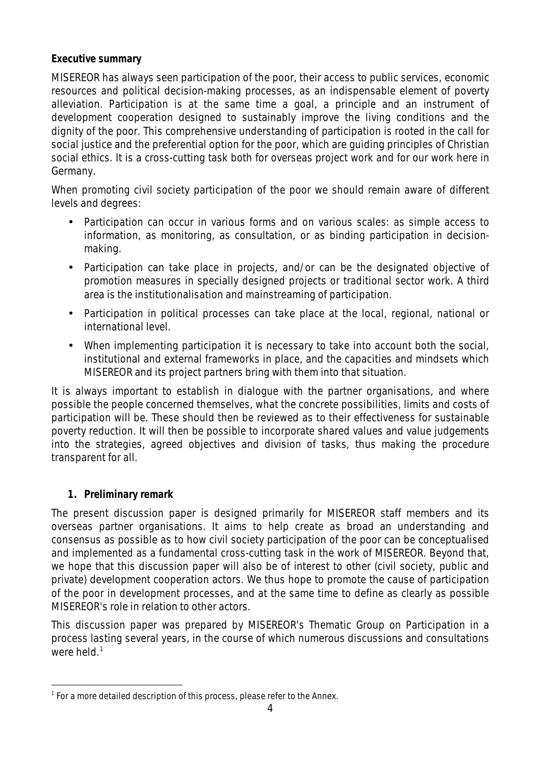**Executive summary**

MISEREOR has always seen participation of the poor, their access to public services, economic resources and political decision-making processes, as an indispensable element of poverty alleviation. Participation is at the same time a goal, a principle and an instrument of development cooperation designed to sustainably improve the living conditions and the dignity of the poor. This comprehensive understanding of participation is rooted in the call for social justice and the preferential option for the poor, which are guiding principles of Christian social ethics. It is a cross-cutting task both for overseas project work and for our work here in Germany.

When promoting civil society participation of the poor we should remain aware of different levels and degrees:

- Participation can occur in various forms and on various scales: as simple access to information, as monitoring, as consultation, or as binding participation in decision-making.
- Participation can take place in projects, and/or can be the designated objective of promotion measures in specially designed projects or traditional sector work. A third area is the institutionalisation and mainstreaming of participation.
- Participation in political processes can take place at the local, regional, national or international level.
- When implementing participation it is necessary to take into account both the social, institutional and external frameworks in place, and the capacities and mindsets which MISEREOR and its project partners bring with them into that situation.

It is always important to establish in dialogue with the partner organisations, and where possible the people concerned themselves, what the concrete possibilities, limits and costs of participation will be. These should then be reviewed as to their effectiveness for sustainable poverty reduction. It will then be possible to incorporate shared values and value judgements into the strategies, agreed objectives and division of tasks, thus making the procedure transparent for all.

## 1. Preliminary remark

The present discussion paper is designed primarily for MISEREOR staff members and its overseas partner organisations. It aims to help create as broad an understanding and consensus as possible as to how civil society participation of the poor can be conceptualised and implemented as a fundamental cross-cutting task in the work of MISEREOR. Beyond that, we hope that this discussion paper will also be of interest to other (civil society, public and private) development cooperation actors. We thus hope to promote the cause of participation of the poor in development processes, and at the same time to define as clearly as possible MISEREOR's role in relation to other actors.

This discussion paper was prepared by MISEREOR's Thematic Group on Participation in a process lasting several years, in the course of which numerous discussions and consultations were held.[1]

[1] For a more detailed description of this process, please refer to the Annex.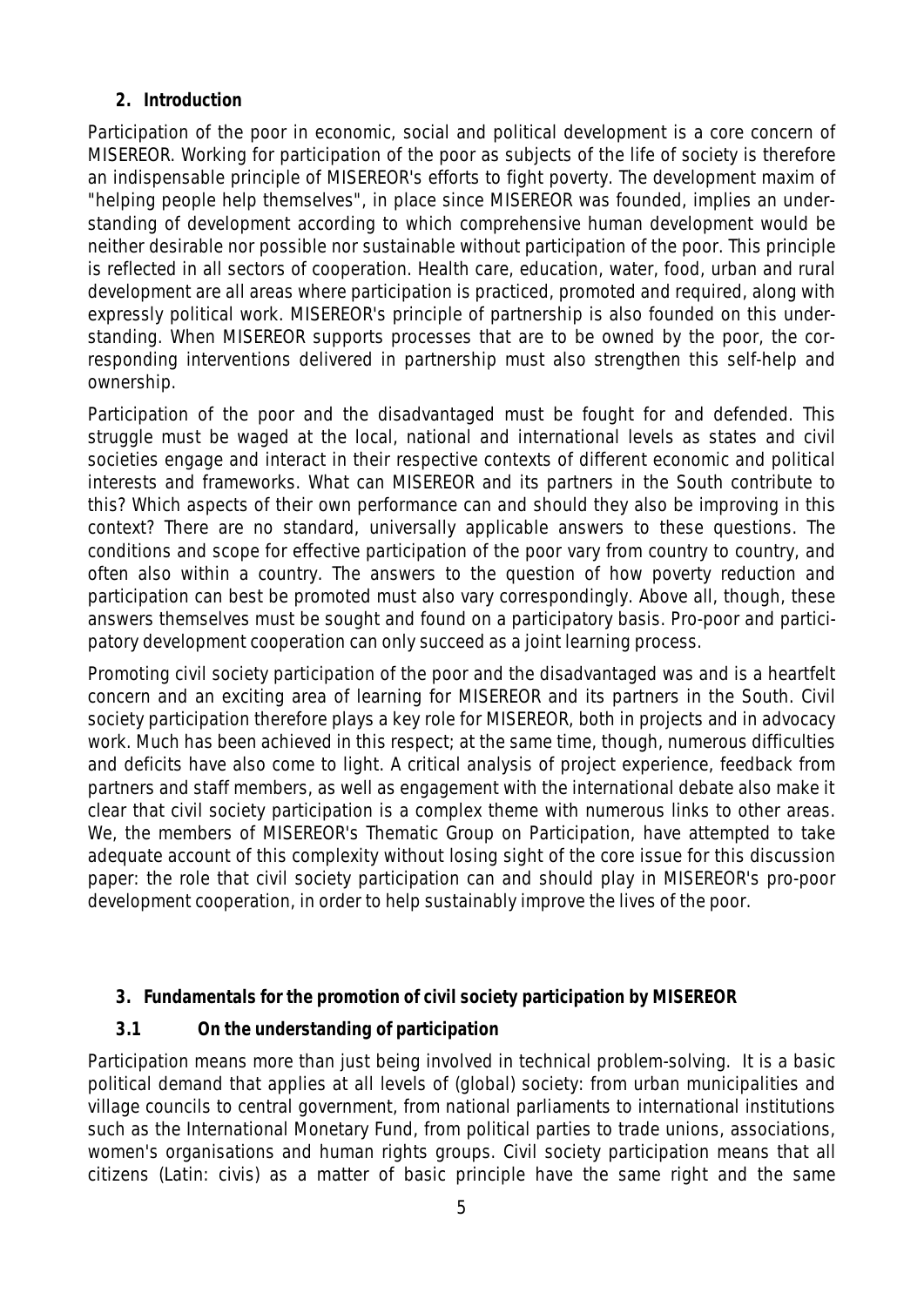## 2. Introduction

Participation of the poor in economic, social and political development is a core concern of MISEREOR. Working for participation of the poor as subjects of the life of society is therefore an indispensable principle of MISEREOR's efforts to fight poverty. The development maxim of "helping people help themselves", in place since MISEREOR was founded, implies an understanding of development according to which comprehensive human development would be neither desirable nor possible nor sustainable without participation of the poor. This principle is reflected in all sectors of cooperation. Health care, education, water, food, urban and rural development are all areas where participation is practiced, promoted and required, along with expressly political work. MISEREOR's principle of partnership is also founded on this understanding. When MISEREOR supports processes that are to be owned by the poor, the corresponding interventions delivered in partnership must also strengthen this self-help and ownership.

Participation of the poor and the disadvantaged must be fought for and defended. This struggle must be waged at the local, national and international levels as states and civil societies engage and interact in their respective contexts of different economic and political interests and frameworks. What can MISEREOR and its partners in the South contribute to this? Which aspects of their own performance can and should they also be improving in this context? There are no standard, universally applicable answers to these questions. The conditions and scope for effective participation of the poor vary from country to country, and often also within a country. The answers to the question of how poverty reduction and participation can best be promoted must also vary correspondingly. Above all, though, these answers themselves must be sought and found on a participatory basis. Pro-poor and participatory development cooperation can only succeed as a joint learning process.

Promoting civil society participation of the poor and the disadvantaged was and is a heartfelt concern and an exciting area of learning for MISEREOR and its partners in the South. Civil society participation therefore plays a key role for MISEREOR, both in projects and in advocacy work. Much has been achieved in this respect; at the same time, though, numerous difficulties and deficits have also come to light. A critical analysis of project experience, feedback from partners and staff members, as well as engagement with the international debate also make it clear that civil society participation is a complex theme with numerous links to other areas. We, the members of MISEREOR's Thematic Group on Participation, have attempted to take adequate account of this complexity without losing sight of the core issue for this discussion paper: the role that civil society participation can and should play in MISEREOR's pro-poor development cooperation, in order to help sustainably improve the lives of the poor.

## 3. Fundamentals for the promotion of civil society participation by MISEREOR

### 3.1 On the understanding of participation

Participation means more than just being involved in technical problem-solving. It is a basic political demand that applies at all levels of (global) society: from urban municipalities and village councils to central government, from national parliaments to international institutions such as the International Monetary Fund, from political parties to trade unions, associations, women's organisations and human rights groups. Civil society participation means that all citizens (Latin: civis) as a matter of basic principle have the same right and the same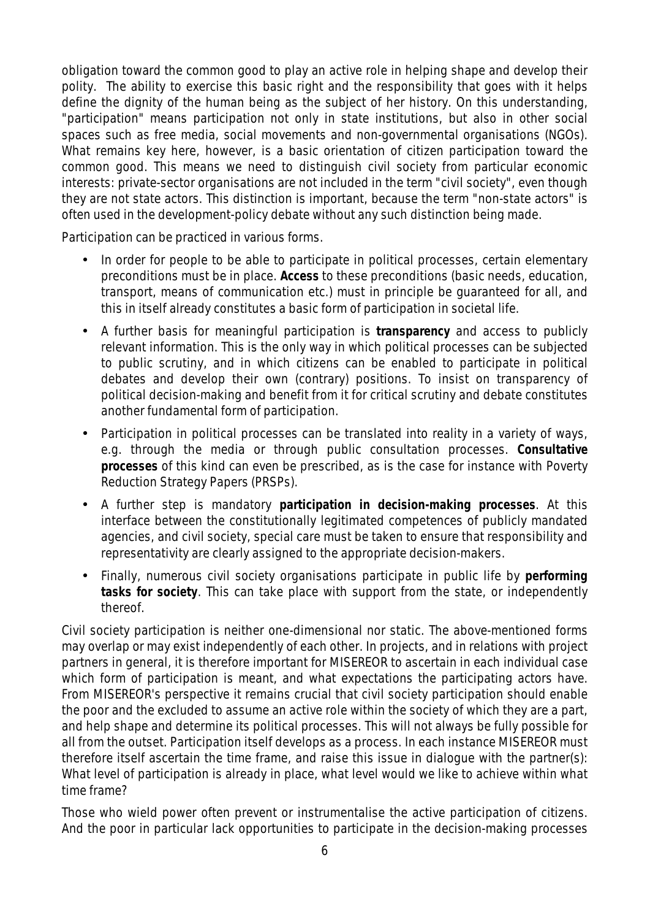obligation toward the common good to play an active role in helping shape and develop their polity. The ability to exercise this basic right and the responsibility that goes with it helps define the dignity of the human being as the subject of her history. On this understanding, "participation" means participation not only in state institutions, but also in other social spaces such as free media, social movements and non-governmental organisations (NGOs). What remains key here, however, is a basic orientation of citizen participation toward the common good. This means we need to distinguish civil society from particular economic interests: private-sector organisations are not included in the term "civil society", even though they are not state actors. This distinction is important, because the term "non-state actors" is often used in the development-policy debate without any such distinction being made.

Participation can be practiced in various forms.

- In order for people to be able to participate in political processes, certain elementary preconditions must be in place. **Access** to these preconditions (basic needs, education, transport, means of communication etc.) must in principle be guaranteed for all, and this in itself already constitutes a basic form of participation in societal life.
- A further basis for meaningful participation is **transparency** and access to publicly relevant information. This is the only way in which political processes can be subjected to public scrutiny, and in which citizens can be enabled to participate in political debates and develop their own (contrary) positions. To insist on transparency of political decision-making and benefit from it for critical scrutiny and debate constitutes another fundamental form of participation.
- Participation in political processes can be translated into reality in a variety of ways, e.g. through the media or through public consultation processes. **Consultative processes** of this kind can even be prescribed, as is the case for instance with Poverty Reduction Strategy Papers (PRSPs).
- A further step is mandatory **participation in decision-making processes**. At this interface between the constitutionally legitimated competences of publicly mandated agencies, and civil society, special care must be taken to ensure that responsibility and representativity are clearly assigned to the appropriate decision-makers.
- Finally, numerous civil society organisations participate in public life by **performing tasks for society**. This can take place with support from the state, or independently thereof.

Civil society participation is neither one-dimensional nor static. The above-mentioned forms may overlap or may exist independently of each other. In projects, and in relations with project partners in general, it is therefore important for MISEREOR to ascertain in each individual case which form of participation is meant, and what expectations the participating actors have. From MISEREOR's perspective it remains crucial that civil society participation should enable the poor and the excluded to assume an active role within the society of which they are a part, and help shape and determine its political processes. This will not always be fully possible for all from the outset. Participation itself develops as a process. In each instance MISEREOR must therefore itself ascertain the time frame, and raise this issue in dialogue with the partner(s): What level of participation is already in place, what level would we like to achieve within what time frame?

Those who wield power often prevent or instrumentalise the active participation of citizens. And the poor in particular lack opportunities to participate in the decision-making processes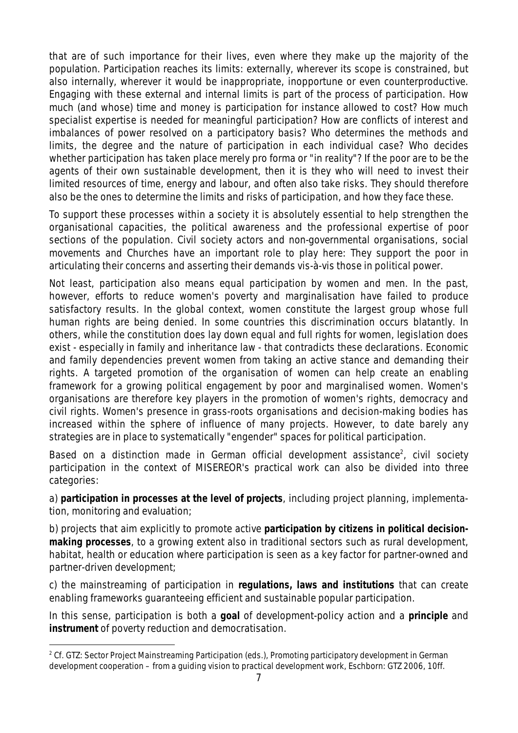that are of such importance for their lives, even where they make up the majority of the population. Participation reaches its limits: externally, wherever its scope is constrained, but also internally, wherever it would be inappropriate, inopportune or even counterproductive. Engaging with these external and internal limits is part of the process of participation. How much (and whose) time and money is participation for instance allowed to cost? How much specialist expertise is needed for meaningful participation? How are conflicts of interest and imbalances of power resolved on a participatory basis? Who determines the methods and limits, the degree and the nature of participation in each individual case? Who decides whether participation has taken place merely pro forma or "in reality"? If the poor are to be the agents of their own sustainable development, then it is they who will need to invest their limited resources of time, energy and labour, and often also take risks. They should therefore also be the ones to determine the limits and risks of participation, and how they face these.

To support these processes within a society it is absolutely essential to help strengthen the organisational capacities, the political awareness and the professional expertise of poor sections of the population. Civil society actors and non-governmental organisations, social movements and Churches have an important role to play here: They support the poor in articulating their concerns and asserting their demands vis-à-vis those in political power.

Not least, participation also means equal participation by women and men. In the past, however, efforts to reduce women's poverty and marginalisation have failed to produce satisfactory results. In the global context, women constitute the largest group whose full human rights are being denied. In some countries this discrimination occurs blatantly. In others, while the constitution does lay down equal and full rights for women, legislation does exist - especially in family and inheritance law - that contradicts these declarations. Economic and family dependencies prevent women from taking an active stance and demanding their rights. A targeted promotion of the organisation of women can help create an enabling framework for a growing political engagement by poor and marginalised women. Women's organisations are therefore key players in the promotion of women's rights, democracy and civil rights. Women's presence in grass-roots organisations and decision-making bodies has increased within the sphere of influence of many projects. However, to date barely any strategies are in place to systematically "engender" spaces for political participation.

Based on a distinction made in German official development assistance[2], civil society participation in the context of MISEREOR's practical work can also be divided into three categories:

a) **participation in processes at the level of projects**, including project planning, implementation, monitoring and evaluation;

b) projects that aim explicitly to promote active **participation by citizens in political decision-making processes**, to a growing extent also in traditional sectors such as rural development, habitat, health or education where participation is seen as a key factor for partner-owned and partner-driven development;

c) the mainstreaming of participation in **regulations, laws and institutions** that can create enabling frameworks guaranteeing efficient and sustainable popular participation.

In this sense, participation is both a **goal** of development-policy action and a **principle** and **instrument** of poverty reduction and democratisation.

---

[2] Cf. GTZ: Sector Project Mainstreaming Participation (eds.), Promoting participatory development in German development cooperation – from a guiding vision to practical development work, Eschborn: GTZ 2006, 10ff.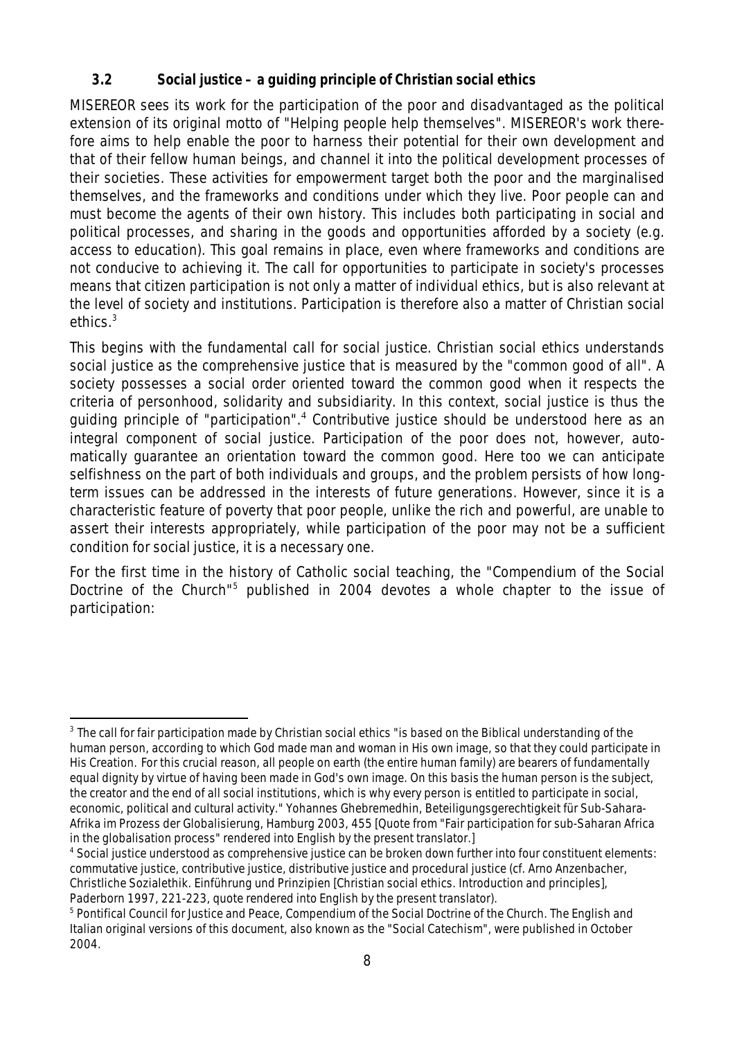### 3.2 Social justice – a guiding principle of Christian social ethics

MISEREOR sees its work for the participation of the poor and disadvantaged as the political extension of its original motto of "Helping people help themselves". MISEREOR's work therefore aims to help enable the poor to harness their potential for their own development and that of their fellow human beings, and channel it into the political development processes of their societies. These activities for empowerment target both the poor and the marginalised themselves, and the frameworks and conditions under which they live. Poor people can and must become the agents of their own history. This includes both participating in social and political processes, and sharing in the goods and opportunities afforded by a society (e.g. access to education). This goal remains in place, even where frameworks and conditions are not conducive to achieving it. The call for opportunities to participate in society's processes means that citizen participation is not only a matter of individual ethics, but is also relevant at the level of society and institutions. Participation is therefore also a matter of Christian social ethics.[3]

This begins with the fundamental call for social justice. Christian social ethics understands social justice as the comprehensive justice that is measured by the "common good of all". A society possesses a social order oriented toward the common good when it respects the criteria of personhood, solidarity and subsidiarity. In this context, social justice is thus the guiding principle of "participation".[4] Contributive justice should be understood here as an integral component of social justice. Participation of the poor does not, however, automatically guarantee an orientation toward the common good. Here too we can anticipate selfishness on the part of both individuals and groups, and the problem persists of how long-term issues can be addressed in the interests of future generations. However, since it is a characteristic feature of poverty that poor people, unlike the rich and powerful, are unable to assert their interests appropriately, while participation of the poor may not be a sufficient condition for social justice, it is a necessary one.

For the first time in the history of Catholic social teaching, the "Compendium of the Social Doctrine of the Church"[5] published in 2004 devotes a whole chapter to the issue of participation:

---

[3] The call for fair participation made by Christian social ethics "is based on the Biblical understanding of the human person, according to which God made man and woman in His own image, so that they could participate in His Creation. For this crucial reason, all people on earth (the entire human family) are bearers of fundamentally equal dignity by virtue of having been made in God's own image. On this basis the human person is the subject, the creator and the end of all social institutions, which is why every person is entitled to participate in social, economic, political and cultural activity." Yohannes Ghebremedhin, Beteiligungsgerechtigkeit für Sub-Sahara-Afrika im Prozess der Globalisierung, Hamburg 2003, 455 [Quote from "Fair participation for sub-Saharan Africa in the globalisation process" rendered into English by the present translator.]

[4] Social justice understood as comprehensive justice can be broken down further into four constituent elements: commutative justice, contributive justice, distributive justice and procedural justice (cf. Arno Anzenbacher, Christliche Sozialethik. Einführung und Prinzipien [Christian social ethics. Introduction and principles], Paderborn 1997, 221-223, quote rendered into English by the present translator).

[5] Pontifical Council for Justice and Peace, Compendium of the Social Doctrine of the Church. The English and Italian original versions of this document, also known as the "Social Catechism", were published in October 2004.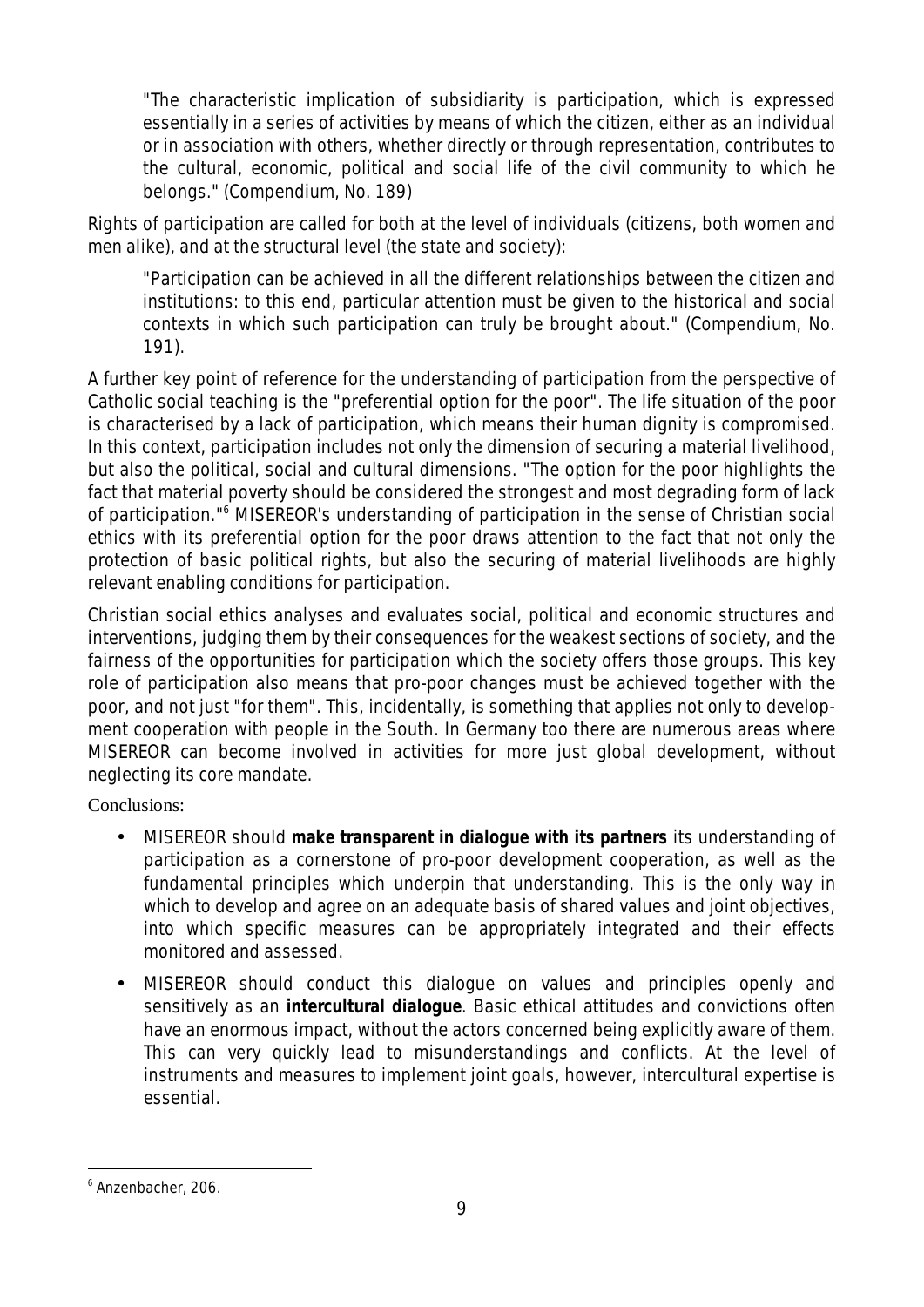> "The characteristic implication of subsidiarity is participation, which is expressed essentially in a series of activities by means of which the citizen, either as an individual or in association with others, whether directly or through representation, contributes to the cultural, economic, political and social life of the civil community to which he belongs." (Compendium, No. 189)

Rights of participation are called for both at the level of individuals (citizens, both women and men alike), and at the structural level (the state and society):

> "Participation can be achieved in all the different relationships between the citizen and institutions: to this end, particular attention must be given to the historical and social contexts in which such participation can truly be brought about." (Compendium, No. 191).

A further key point of reference for the understanding of participation from the perspective of Catholic social teaching is the "preferential option for the poor". The life situation of the poor is characterised by a lack of participation, which means their human dignity is compromised. In this context, participation includes not only the dimension of securing a material livelihood, but also the political, social and cultural dimensions. "The option for the poor highlights the fact that material poverty should be considered the strongest and most degrading form of lack of participation."[6] MISEREOR's understanding of participation in the sense of Christian social ethics with its preferential option for the poor draws attention to the fact that not only the protection of basic political rights, but also the securing of material livelihoods are highly relevant enabling conditions for participation.

Christian social ethics analyses and evaluates social, political and economic structures and interventions, judging them by their consequences for the weakest sections of society, and the fairness of the opportunities for participation which the society offers those groups. This key role of participation also means that pro-poor changes must be achieved together with the poor, and not just "for them". This, incidentally, is something that applies not only to development cooperation with people in the South. In Germany too there are numerous areas where MISEREOR can become involved in activities for more just global development, without neglecting its core mandate.

Conclusions:

- MISEREOR should **make transparent in dialogue with its partners** its understanding of participation as a cornerstone of pro-poor development cooperation, as well as the fundamental principles which underpin that understanding. This is the only way in which to develop and agree on an adequate basis of shared values and joint objectives, into which specific measures can be appropriately integrated and their effects monitored and assessed.
- MISEREOR should conduct this dialogue on values and principles openly and sensitively as an **intercultural dialogue**. Basic ethical attitudes and convictions often have an enormous impact, without the actors concerned being explicitly aware of them. This can very quickly lead to misunderstandings and conflicts. At the level of instruments and measures to implement joint goals, however, intercultural expertise is essential.

[6] Anzenbacher, 206.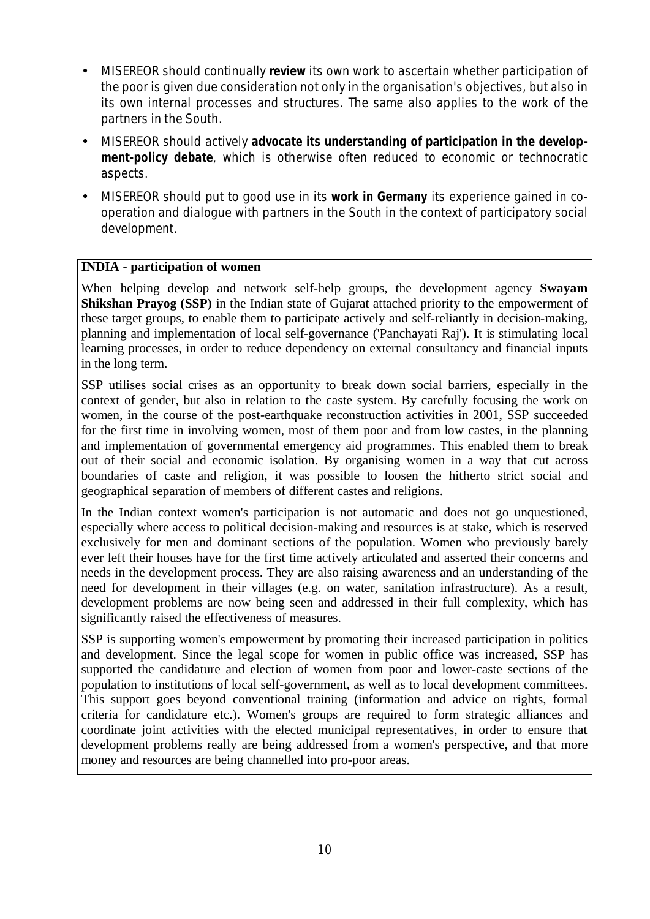- MISEREOR should continually **review** its own work to ascertain whether participation of the poor is given due consideration not only in the organisation's objectives, but also in its own internal processes and structures. The same also applies to the work of the partners in the South.
- MISEREOR should actively **advocate its understanding of participation in the development-policy debate**, which is otherwise often reduced to economic or technocratic aspects.
- MISEREOR should put to good use in its **work in Germany** its experience gained in co-operation and dialogue with partners in the South in the context of participatory social development.

**INDIA - participation of women**

When helping develop and network self-help groups, the development agency **Swayam Shikshan Prayog (SSP)** in the Indian state of Gujarat attached priority to the empowerment of these target groups, to enable them to participate actively and self-reliantly in decision-making, planning and implementation of local self-governance ('Panchayati Raj'). It is stimulating local learning processes, in order to reduce dependency on external consultancy and financial inputs in the long term.

SSP utilises social crises as an opportunity to break down social barriers, especially in the context of gender, but also in relation to the caste system. By carefully focusing the work on women, in the course of the post-earthquake reconstruction activities in 2001, SSP succeeded for the first time in involving women, most of them poor and from low castes, in the planning and implementation of governmental emergency aid programmes. This enabled them to break out of their social and economic isolation. By organising women in a way that cut across boundaries of caste and religion, it was possible to loosen the hitherto strict social and geographical separation of members of different castes and religions.

In the Indian context women's participation is not automatic and does not go unquestioned, especially where access to political decision-making and resources is at stake, which is reserved exclusively for men and dominant sections of the population. Women who previously barely ever left their houses have for the first time actively articulated and asserted their concerns and needs in the development process. They are also raising awareness and an understanding of the need for development in their villages (e.g. on water, sanitation infrastructure). As a result, development problems are now being seen and addressed in their full complexity, which has significantly raised the effectiveness of measures.

SSP is supporting women's empowerment by promoting their increased participation in politics and development. Since the legal scope for women in public office was increased, SSP has supported the candidature and election of women from poor and lower-caste sections of the population to institutions of local self-government, as well as to local development committees. This support goes beyond conventional training (information and advice on rights, formal criteria for candidature etc.). Women's groups are required to form strategic alliances and coordinate joint activities with the elected municipal representatives, in order to ensure that development problems really are being addressed from a women's perspective, and that more money and resources are being channelled into pro-poor areas.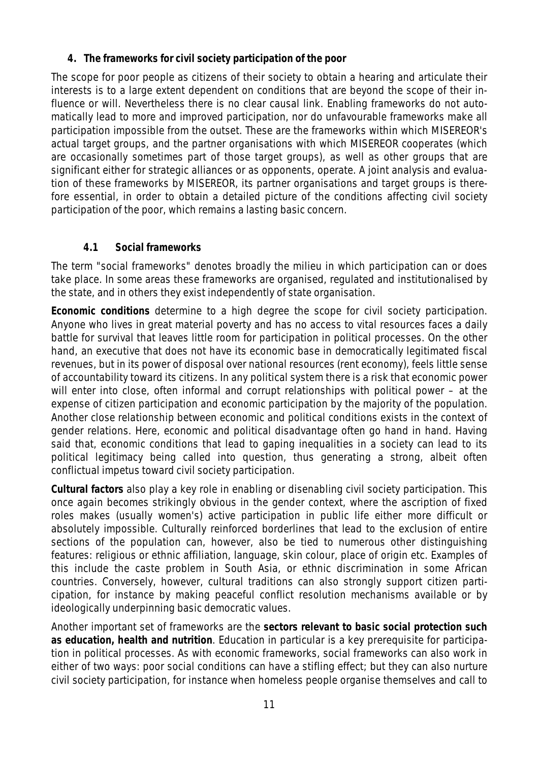## 4. The frameworks for civil society participation of the poor

The scope for poor people as citizens of their society to obtain a hearing and articulate their interests is to a large extent dependent on conditions that are beyond the scope of their influence or will. Nevertheless there is no clear causal link. Enabling frameworks do not automatically lead to more and improved participation, nor do unfavourable frameworks make all participation impossible from the outset. These are the frameworks within which MISEREOR's actual target groups, and the partner organisations with which MISEREOR cooperates (which are occasionally sometimes part of those target groups), as well as other groups that are significant either for strategic alliances or as opponents, operate. A joint analysis and evaluation of these frameworks by MISEREOR, its partner organisations and target groups is therefore essential, in order to obtain a detailed picture of the conditions affecting civil society participation of the poor, which remains a lasting basic concern.

### 4.1 Social frameworks

The term "social frameworks" denotes broadly the milieu in which participation can or does take place. In some areas these frameworks are organised, regulated and institutionalised by the state, and in others they exist independently of state organisation.

**Economic conditions** determine to a high degree the scope for civil society participation. Anyone who lives in great material poverty and has no access to vital resources faces a daily battle for survival that leaves little room for participation in political processes. On the other hand, an executive that does not have its economic base in democratically legitimated fiscal revenues, but in its power of disposal over national resources (rent economy), feels little sense of accountability toward its citizens. In any political system there is a risk that economic power will enter into close, often informal and corrupt relationships with political power – at the expense of citizen participation and economic participation by the majority of the population. Another close relationship between economic and political conditions exists in the context of gender relations. Here, economic and political disadvantage often go hand in hand. Having said that, economic conditions that lead to gaping inequalities in a society can lead to its political legitimacy being called into question, thus generating a strong, albeit often conflictual impetus toward civil society participation.

**Cultural factors** also play a key role in enabling or disenabling civil society participation. This once again becomes strikingly obvious in the gender context, where the ascription of fixed roles makes (usually women's) active participation in public life either more difficult or absolutely impossible. Culturally reinforced borderlines that lead to the exclusion of entire sections of the population can, however, also be tied to numerous other distinguishing features: religious or ethnic affiliation, language, skin colour, place of origin etc. Examples of this include the caste problem in South Asia, or ethnic discrimination in some African countries. Conversely, however, cultural traditions can also strongly support citizen participation, for instance by making peaceful conflict resolution mechanisms available or by ideologically underpinning basic democratic values.

Another important set of frameworks are the **sectors relevant to basic social protection such as education, health and nutrition**. Education in particular is a key prerequisite for participation in political processes. As with economic frameworks, social frameworks can also work in either of two ways: poor social conditions can have a stifling effect; but they can also nurture civil society participation, for instance when homeless people organise themselves and call to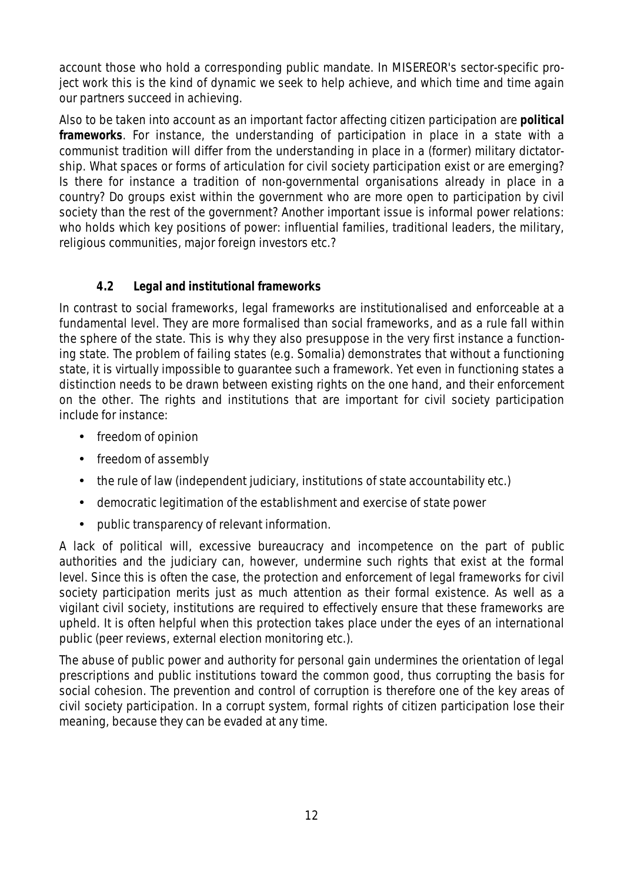account those who hold a corresponding public mandate. In MISEREOR's sector-specific project work this is the kind of dynamic we seek to help achieve, and which time and time again our partners succeed in achieving.

Also to be taken into account as an important factor affecting citizen participation are **political frameworks**. For instance, the understanding of participation in place in a state with a communist tradition will differ from the understanding in place in a (former) military dictatorship. What spaces or forms of articulation for civil society participation exist or are emerging? Is there for instance a tradition of non-governmental organisations already in place in a country? Do groups exist within the government who are more open to participation by civil society than the rest of the government? Another important issue is informal power relations: who holds which key positions of power: influential families, traditional leaders, the military, religious communities, major foreign investors etc.?

### 4.2 Legal and institutional frameworks

In contrast to social frameworks, legal frameworks are institutionalised and enforceable at a fundamental level. They are more formalised than social frameworks, and as a rule fall within the sphere of the state. This is why they also presuppose in the very first instance a functioning state. The problem of failing states (e.g. Somalia) demonstrates that without a functioning state, it is virtually impossible to guarantee such a framework. Yet even in functioning states a distinction needs to be drawn between existing rights on the one hand, and their enforcement on the other. The rights and institutions that are important for civil society participation include for instance:

- freedom of opinion
- freedom of assembly
- the rule of law (independent judiciary, institutions of state accountability etc.)
- democratic legitimation of the establishment and exercise of state power
- public transparency of relevant information.

A lack of political will, excessive bureaucracy and incompetence on the part of public authorities and the judiciary can, however, undermine such rights that exist at the formal level. Since this is often the case, the protection and enforcement of legal frameworks for civil society participation merits just as much attention as their formal existence. As well as a vigilant civil society, institutions are required to effectively ensure that these frameworks are upheld. It is often helpful when this protection takes place under the eyes of an international public (peer reviews, external election monitoring etc.).

The abuse of public power and authority for personal gain undermines the orientation of legal prescriptions and public institutions toward the common good, thus corrupting the basis for social cohesion. The prevention and control of corruption is therefore one of the key areas of civil society participation. In a corrupt system, formal rights of citizen participation lose their meaning, because they can be evaded at any time.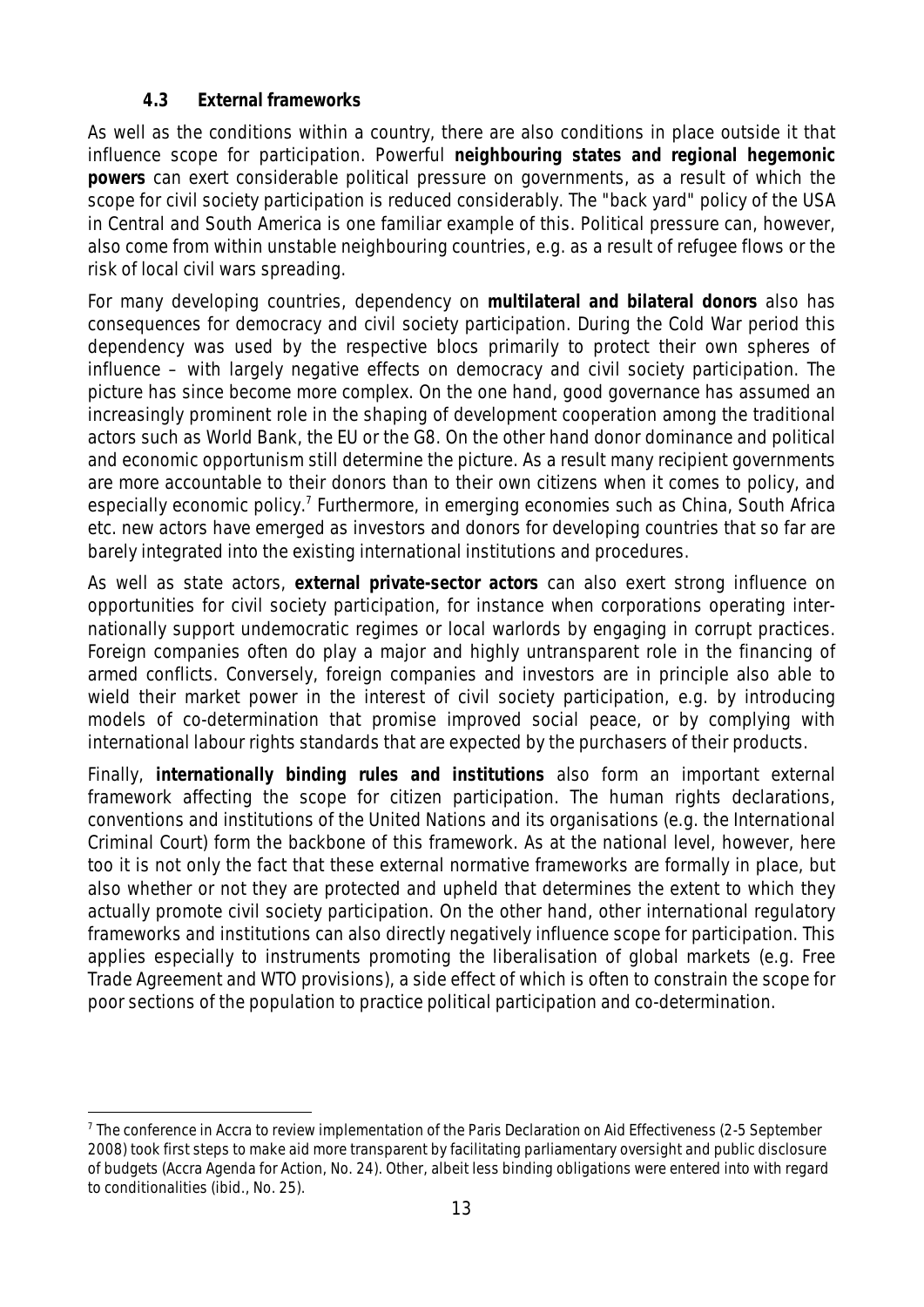### 4.3 External frameworks

As well as the conditions within a country, there are also conditions in place outside it that influence scope for participation. Powerful **neighbouring states and regional hegemonic powers** can exert considerable political pressure on governments, as a result of which the scope for civil society participation is reduced considerably. The "back yard" policy of the USA in Central and South America is one familiar example of this. Political pressure can, however, also come from within unstable neighbouring countries, e.g. as a result of refugee flows or the risk of local civil wars spreading.

For many developing countries, dependency on **multilateral and bilateral donors** also has consequences for democracy and civil society participation. During the Cold War period this dependency was used by the respective blocs primarily to protect their own spheres of influence – with largely negative effects on democracy and civil society participation. The picture has since become more complex. On the one hand, good governance has assumed an increasingly prominent role in the shaping of development cooperation among the traditional actors such as World Bank, the EU or the G8. On the other hand donor dominance and political and economic opportunism still determine the picture. As a result many recipient governments are more accountable to their donors than to their own citizens when it comes to policy, and especially economic policy.[7] Furthermore, in emerging economies such as China, South Africa etc. new actors have emerged as investors and donors for developing countries that so far are barely integrated into the existing international institutions and procedures.

As well as state actors, **external private-sector actors** can also exert strong influence on opportunities for civil society participation, for instance when corporations operating internationally support undemocratic regimes or local warlords by engaging in corrupt practices. Foreign companies often do play a major and highly untransparent role in the financing of armed conflicts. Conversely, foreign companies and investors are in principle also able to wield their market power in the interest of civil society participation, e.g. by introducing models of co-determination that promise improved social peace, or by complying with international labour rights standards that are expected by the purchasers of their products.

Finally, **internationally binding rules and institutions** also form an important external framework affecting the scope for citizen participation. The human rights declarations, conventions and institutions of the United Nations and its organisations (e.g. the International Criminal Court) form the backbone of this framework. As at the national level, however, here too it is not only the fact that these external normative frameworks are formally in place, but also whether or not they are protected and upheld that determines the extent to which they actually promote civil society participation. On the other hand, other international regulatory frameworks and institutions can also directly negatively influence scope for participation. This applies especially to instruments promoting the liberalisation of global markets (e.g. Free Trade Agreement and WTO provisions), a side effect of which is often to constrain the scope for poor sections of the population to practice political participation and co-determination.

---

[7] The conference in Accra to review implementation of the Paris Declaration on Aid Effectiveness (2-5 September 2008) took first steps to make aid more transparent by facilitating parliamentary oversight and public disclosure of budgets (Accra Agenda for Action, No. 24). Other, albeit less binding obligations were entered into with regard to conditionalities (ibid., No. 25).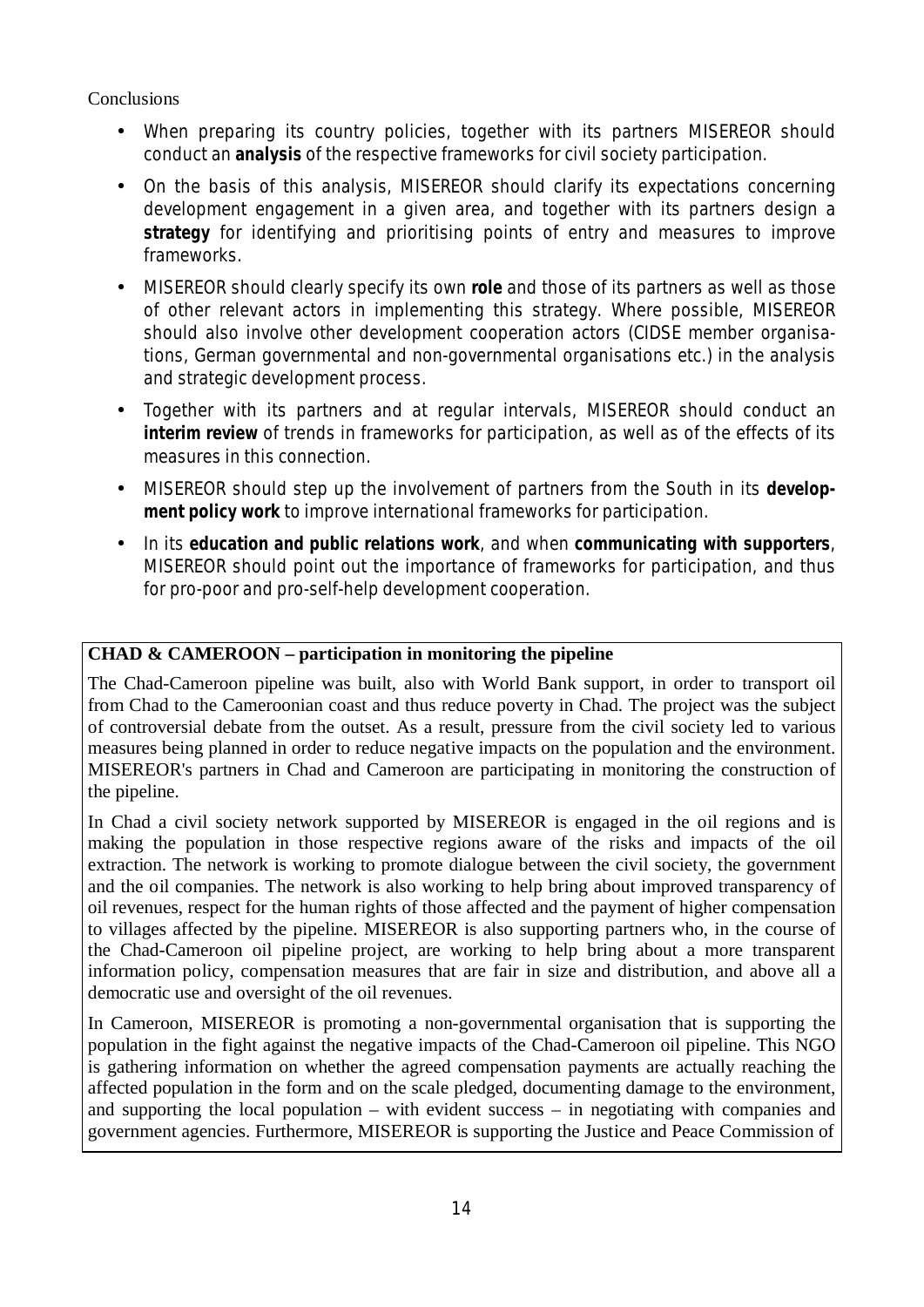Conclusions

- When preparing its country policies, together with its partners MISEREOR should conduct an **analysis** of the respective frameworks for civil society participation.
- On the basis of this analysis, MISEREOR should clarify its expectations concerning development engagement in a given area, and together with its partners design a **strategy** for identifying and prioritising points of entry and measures to improve frameworks.
- MISEREOR should clearly specify its own **role** and those of its partners as well as those of other relevant actors in implementing this strategy. Where possible, MISEREOR should also involve other development cooperation actors (CIDSE member organisations, German governmental and non-governmental organisations etc.) in the analysis and strategic development process.
- Together with its partners and at regular intervals, MISEREOR should conduct an **interim review** of trends in frameworks for participation, as well as of the effects of its measures in this connection.
- MISEREOR should step up the involvement of partners from the South in its **development policy work** to improve international frameworks for participation.
- In its **education and public relations work**, and when **communicating with supporters**, MISEREOR should point out the importance of frameworks for participation, and thus for pro-poor and pro-self-help development cooperation.

**CHAD & CAMEROON – participation in monitoring the pipeline**

The Chad-Cameroon pipeline was built, also with World Bank support, in order to transport oil from Chad to the Cameroonian coast and thus reduce poverty in Chad. The project was the subject of controversial debate from the outset. As a result, pressure from the civil society led to various measures being planned in order to reduce negative impacts on the population and the environment. MISEREOR's partners in Chad and Cameroon are participating in monitoring the construction of the pipeline.

In Chad a civil society network supported by MISEREOR is engaged in the oil regions and is making the population in those respective regions aware of the risks and impacts of the oil extraction. The network is working to promote dialogue between the civil society, the government and the oil companies. The network is also working to help bring about improved transparency of oil revenues, respect for the human rights of those affected and the payment of higher compensation to villages affected by the pipeline. MISEREOR is also supporting partners who, in the course of the Chad-Cameroon oil pipeline project, are working to help bring about a more transparent information policy, compensation measures that are fair in size and distribution, and above all a democratic use and oversight of the oil revenues.

In Cameroon, MISEREOR is promoting a non-governmental organisation that is supporting the population in the fight against the negative impacts of the Chad-Cameroon oil pipeline. This NGO is gathering information on whether the agreed compensation payments are actually reaching the affected population in the form and on the scale pledged, documenting damage to the environment, and supporting the local population – with evident success – in negotiating with companies and government agencies. Furthermore, MISEREOR is supporting the Justice and Peace Commission of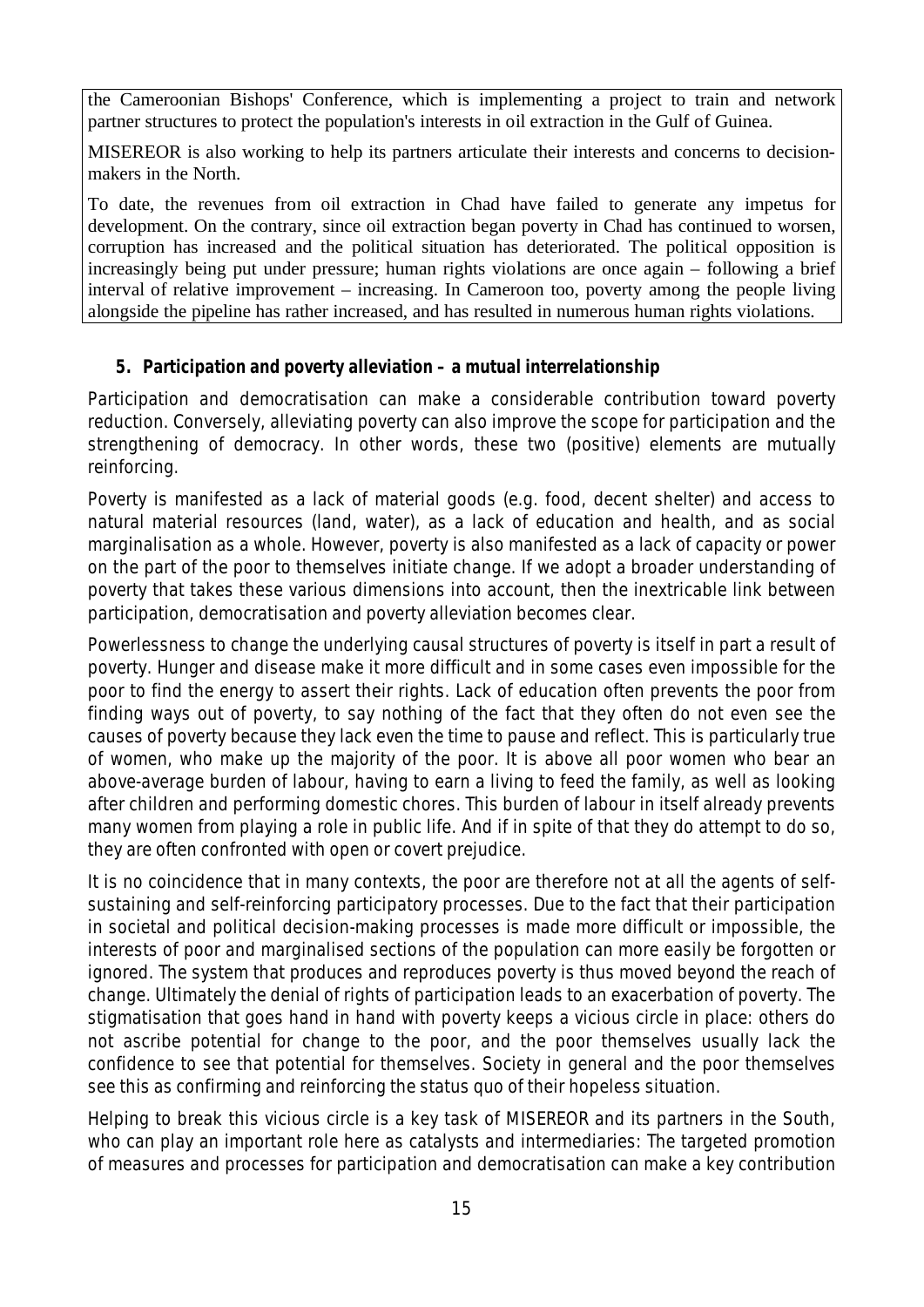the Cameroonian Bishops' Conference, which is implementing a project to train and network partner structures to protect the population's interests in oil extraction in the Gulf of Guinea.

MISEREOR is also working to help its partners articulate their interests and concerns to decision-makers in the North.

To date, the revenues from oil extraction in Chad have failed to generate any impetus for development. On the contrary, since oil extraction began poverty in Chad has continued to worsen, corruption has increased and the political situation has deteriorated. The political opposition is increasingly being put under pressure; human rights violations are once again – following a brief interval of relative improvement – increasing. In Cameroon too, poverty among the people living alongside the pipeline has rather increased, and has resulted in numerous human rights violations.

### 5. Participation and poverty alleviation – a mutual interrelationship

Participation and democratisation can make a considerable contribution toward poverty reduction. Conversely, alleviating poverty can also improve the scope for participation and the strengthening of democracy. In other words, these two (positive) elements are mutually reinforcing.

Poverty is manifested as a lack of material goods (e.g. food, decent shelter) and access to natural material resources (land, water), as a lack of education and health, and as social marginalisation as a whole. However, poverty is also manifested as a lack of capacity or power on the part of the poor to themselves initiate change. If we adopt a broader understanding of poverty that takes these various dimensions into account, then the inextricable link between participation, democratisation and poverty alleviation becomes clear.

Powerlessness to change the underlying causal structures of poverty is itself in part a result of poverty. Hunger and disease make it more difficult and in some cases even impossible for the poor to find the energy to assert their rights. Lack of education often prevents the poor from finding ways out of poverty, to say nothing of the fact that they often do not even see the causes of poverty because they lack even the time to pause and reflect. This is particularly true of women, who make up the majority of the poor. It is above all poor women who bear an above-average burden of labour, having to earn a living to feed the family, as well as looking after children and performing domestic chores. This burden of labour in itself already prevents many women from playing a role in public life. And if in spite of that they do attempt to do so, they are often confronted with open or covert prejudice.

It is no coincidence that in many contexts, the poor are therefore not at all the agents of self-sustaining and self-reinforcing participatory processes. Due to the fact that their participation in societal and political decision-making processes is made more difficult or impossible, the interests of poor and marginalised sections of the population can more easily be forgotten or ignored. The system that produces and reproduces poverty is thus moved beyond the reach of change. Ultimately the denial of rights of participation leads to an exacerbation of poverty. The stigmatisation that goes hand in hand with poverty keeps a vicious circle in place: others do not ascribe potential for change to the poor, and the poor themselves usually lack the confidence to see that potential for themselves. Society in general and the poor themselves see this as confirming and reinforcing the status quo of their hopeless situation.

Helping to break this vicious circle is a key task of MISEREOR and its partners in the South, who can play an important role here as catalysts and intermediaries: The targeted promotion of measures and processes for participation and democratisation can make a key contribution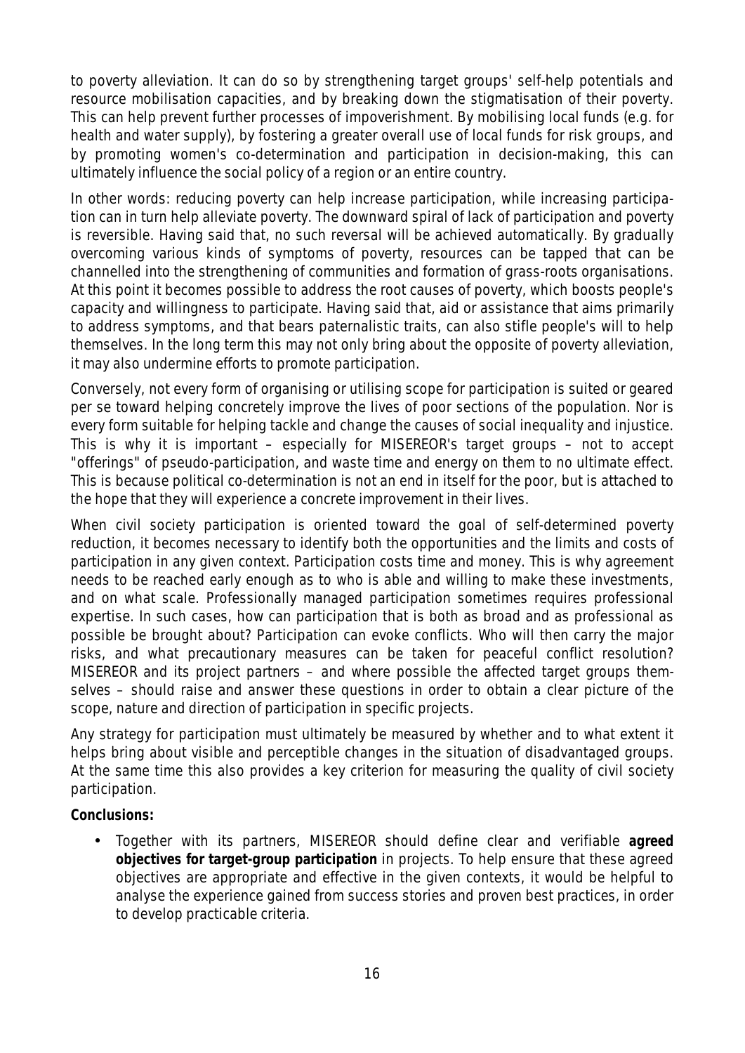to poverty alleviation. It can do so by strengthening target groups' self-help potentials and resource mobilisation capacities, and by breaking down the stigmatisation of their poverty. This can help prevent further processes of impoverishment. By mobilising local funds (e.g. for health and water supply), by fostering a greater overall use of local funds for risk groups, and by promoting women's co-determination and participation in decision-making, this can ultimately influence the social policy of a region or an entire country.

In other words: reducing poverty can help increase participation, while increasing participation can in turn help alleviate poverty. The downward spiral of lack of participation and poverty is reversible. Having said that, no such reversal will be achieved automatically. By gradually overcoming various kinds of symptoms of poverty, resources can be tapped that can be channelled into the strengthening of communities and formation of grass-roots organisations. At this point it becomes possible to address the root causes of poverty, which boosts people's capacity and willingness to participate. Having said that, aid or assistance that aims primarily to address symptoms, and that bears paternalistic traits, can also stifle people's will to help themselves. In the long term this may not only bring about the opposite of poverty alleviation, it may also undermine efforts to promote participation.

Conversely, not every form of organising or utilising scope for participation is suited or geared per se toward helping concretely improve the lives of poor sections of the population. Nor is every form suitable for helping tackle and change the causes of social inequality and injustice. This is why it is important – especially for MISEREOR's target groups – not to accept "offerings" of pseudo-participation, and waste time and energy on them to no ultimate effect. This is because political co-determination is not an end in itself for the poor, but is attached to the hope that they will experience a concrete improvement in their lives.

When civil society participation is oriented toward the goal of self-determined poverty reduction, it becomes necessary to identify both the opportunities and the limits and costs of participation in any given context. Participation costs time and money. This is why agreement needs to be reached early enough as to who is able and willing to make these investments, and on what scale. Professionally managed participation sometimes requires professional expertise. In such cases, how can participation that is both as broad and as professional as possible be brought about? Participation can evoke conflicts. Who will then carry the major risks, and what precautionary measures can be taken for peaceful conflict resolution? MISEREOR and its project partners – and where possible the affected target groups themselves – should raise and answer these questions in order to obtain a clear picture of the scope, nature and direction of participation in specific projects.

Any strategy for participation must ultimately be measured by whether and to what extent it helps bring about visible and perceptible changes in the situation of disadvantaged groups. At the same time this also provides a key criterion for measuring the quality of civil society participation.

**Conclusions:**

- Together with its partners, MISEREOR should define clear and verifiable **agreed objectives for target-group participation** in projects. To help ensure that these agreed objectives are appropriate and effective in the given contexts, it would be helpful to analyse the experience gained from success stories and proven best practices, in order to develop practicable criteria.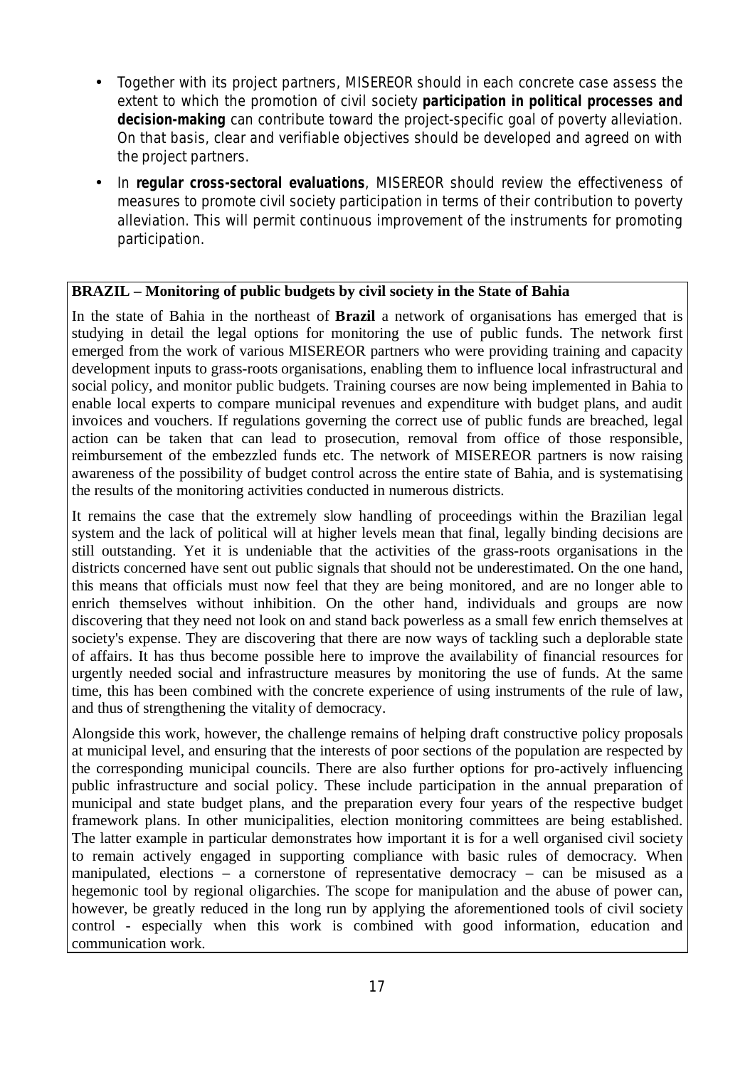- Together with its project partners, MISEREOR should in each concrete case assess the extent to which the promotion of civil society **participation in political processes and decision-making** can contribute toward the project-specific goal of poverty alleviation. On that basis, clear and verifiable objectives should be developed and agreed on with the project partners.
- In **regular cross-sectoral evaluations**, MISEREOR should review the effectiveness of measures to promote civil society participation in terms of their contribution to poverty alleviation. This will permit continuous improvement of the instruments for promoting participation.

**BRAZIL – Monitoring of public budgets by civil society in the State of Bahia**

In the state of Bahia in the northeast of **Brazil** a network of organisations has emerged that is studying in detail the legal options for monitoring the use of public funds. The network first emerged from the work of various MISEREOR partners who were providing training and capacity development inputs to grass-roots organisations, enabling them to influence local infrastructural and social policy, and monitor public budgets. Training courses are now being implemented in Bahia to enable local experts to compare municipal revenues and expenditure with budget plans, and audit invoices and vouchers. If regulations governing the correct use of public funds are breached, legal action can be taken that can lead to prosecution, removal from office of those responsible, reimbursement of the embezzled funds etc. The network of MISEREOR partners is now raising awareness of the possibility of budget control across the entire state of Bahia, and is systematising the results of the monitoring activities conducted in numerous districts.

It remains the case that the extremely slow handling of proceedings within the Brazilian legal system and the lack of political will at higher levels mean that final, legally binding decisions are still outstanding. Yet it is undeniable that the activities of the grass-roots organisations in the districts concerned have sent out public signals that should not be underestimated. On the one hand, this means that officials must now feel that they are being monitored, and are no longer able to enrich themselves without inhibition. On the other hand, individuals and groups are now discovering that they need not look on and stand back powerless as a small few enrich themselves at society's expense. They are discovering that there are now ways of tackling such a deplorable state of affairs. It has thus become possible here to improve the availability of financial resources for urgently needed social and infrastructure measures by monitoring the use of funds. At the same time, this has been combined with the concrete experience of using instruments of the rule of law, and thus of strengthening the vitality of democracy.

Alongside this work, however, the challenge remains of helping draft constructive policy proposals at municipal level, and ensuring that the interests of poor sections of the population are respected by the corresponding municipal councils. There are also further options for pro-actively influencing public infrastructure and social policy. These include participation in the annual preparation of municipal and state budget plans, and the preparation every four years of the respective budget framework plans. In other municipalities, election monitoring committees are being established. The latter example in particular demonstrates how important it is for a well organised civil society to remain actively engaged in supporting compliance with basic rules of democracy. When manipulated, elections – a cornerstone of representative democracy – can be misused as a hegemonic tool by regional oligarchies. The scope for manipulation and the abuse of power can, however, be greatly reduced in the long run by applying the aforementioned tools of civil society control - especially when this work is combined with good information, education and communication work.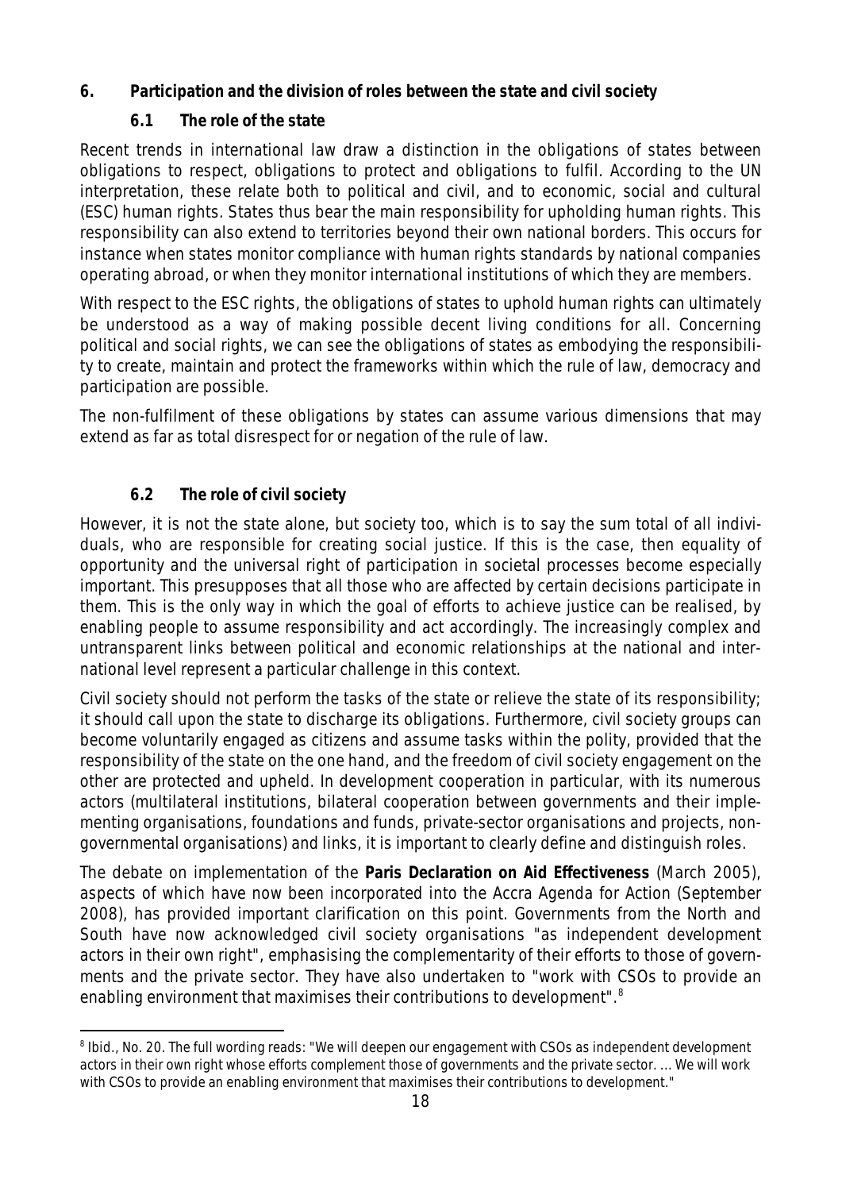## 6. Participation and the division of roles between the state and civil society

### 6.1 The role of the state

Recent trends in international law draw a distinction in the obligations of states between obligations to respect, obligations to protect and obligations to fulfil. According to the UN interpretation, these relate both to political and civil, and to economic, social and cultural (ESC) human rights. States thus bear the main responsibility for upholding human rights. This responsibility can also extend to territories beyond their own national borders. This occurs for instance when states monitor compliance with human rights standards by national companies operating abroad, or when they monitor international institutions of which they are members.

With respect to the ESC rights, the obligations of states to uphold human rights can ultimately be understood as a way of making possible decent living conditions for all. Concerning political and social rights, we can see the obligations of states as embodying the responsibility to create, maintain and protect the frameworks within which the rule of law, democracy and participation are possible.

The non-fulfilment of these obligations by states can assume various dimensions that may extend as far as total disrespect for or negation of the rule of law.

### 6.2 The role of civil society

However, it is not the state alone, but society too, which is to say the sum total of all individuals, who are responsible for creating social justice. If this is the case, then equality of opportunity and the universal right of participation in societal processes become especially important. This presupposes that all those who are affected by certain decisions participate in them. This is the only way in which the goal of efforts to achieve justice can be realised, by enabling people to assume responsibility and act accordingly. The increasingly complex and untransparent links between political and economic relationships at the national and international level represent a particular challenge in this context.

Civil society should not perform the tasks of the state or relieve the state of its responsibility; it should call upon the state to discharge its obligations. Furthermore, civil society groups can become voluntarily engaged as citizens and assume tasks within the polity, provided that the responsibility of the state on the one hand, and the freedom of civil society engagement on the other are protected and upheld. In development cooperation in particular, with its numerous actors (multilateral institutions, bilateral cooperation between governments and their implementing organisations, foundations and funds, private-sector organisations and projects, non-governmental organisations) and links, it is important to clearly define and distinguish roles.

The debate on implementation of the **Paris Declaration on Aid Effectiveness** (March 2005), aspects of which have now been incorporated into the Accra Agenda for Action (September 2008), has provided important clarification on this point. Governments from the North and South have now acknowledged civil society organisations "as independent development actors in their own right", emphasising the complementarity of their efforts to those of governments and the private sector. They have also undertaken to "work with CSOs to provide an enabling environment that maximises their contributions to development".[8]

---

[8] Ibid., No. 20. The full wording reads: "We will deepen our engagement with CSOs as independent development actors in their own right whose efforts complement those of governments and the private sector. … We will work with CSOs to provide an enabling environment that maximises their contributions to development."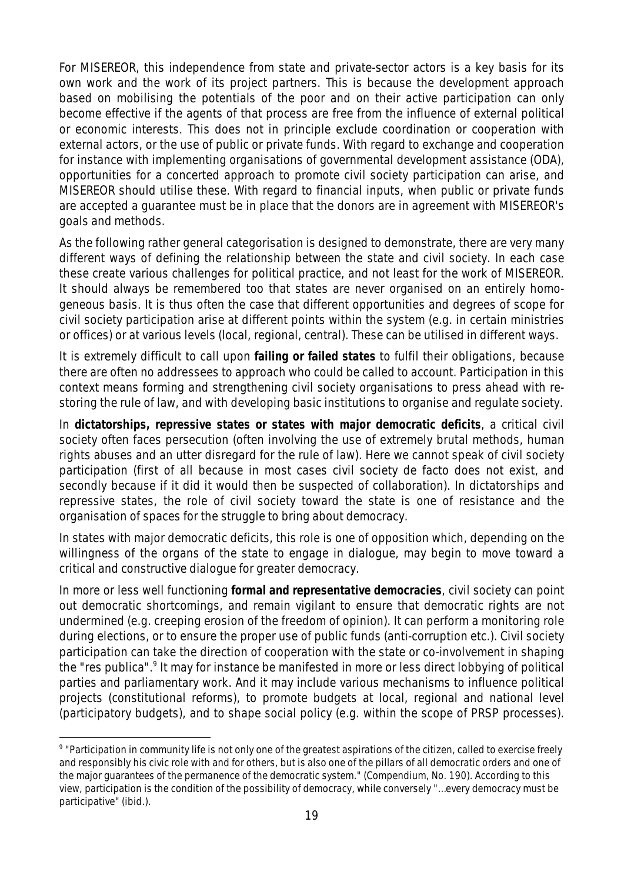For MISEREOR, this independence from state and private-sector actors is a key basis for its own work and the work of its project partners. This is because the development approach based on mobilising the potentials of the poor and on their active participation can only become effective if the agents of that process are free from the influence of external political or economic interests. This does not in principle exclude coordination or cooperation with external actors, or the use of public or private funds. With regard to exchange and cooperation for instance with implementing organisations of governmental development assistance (ODA), opportunities for a concerted approach to promote civil society participation can arise, and MISEREOR should utilise these. With regard to financial inputs, when public or private funds are accepted a guarantee must be in place that the donors are in agreement with MISEREOR's goals and methods.

As the following rather general categorisation is designed to demonstrate, there are very many different ways of defining the relationship between the state and civil society. In each case these create various challenges for political practice, and not least for the work of MISEREOR. It should always be remembered too that states are never organised on an entirely homogeneous basis. It is thus often the case that different opportunities and degrees of scope for civil society participation arise at different points within the system (e.g. in certain ministries or offices) or at various levels (local, regional, central). These can be utilised in different ways.

It is extremely difficult to call upon **failing or failed states** to fulfil their obligations, because there are often no addressees to approach who could be called to account. Participation in this context means forming and strengthening civil society organisations to press ahead with restoring the rule of law, and with developing basic institutions to organise and regulate society.

In **dictatorships, repressive states or states with major democratic deficits**, a critical civil society often faces persecution (often involving the use of extremely brutal methods, human rights abuses and an utter disregard for the rule of law). Here we cannot speak of civil society participation (first of all because in most cases civil society de facto does not exist, and secondly because if it did it would then be suspected of collaboration). In dictatorships and repressive states, the role of civil society toward the state is one of resistance and the organisation of spaces for the struggle to bring about democracy.

In states with major democratic deficits, this role is one of opposition which, depending on the willingness of the organs of the state to engage in dialogue, may begin to move toward a critical and constructive dialogue for greater democracy.

In more or less well functioning **formal and representative democracies**, civil society can point out democratic shortcomings, and remain vigilant to ensure that democratic rights are not undermined (e.g. creeping erosion of the freedom of opinion). It can perform a monitoring role during elections, or to ensure the proper use of public funds (anti-corruption etc.). Civil society participation can take the direction of cooperation with the state or co-involvement in shaping the "res publica".[9] It may for instance be manifested in more or less direct lobbying of political parties and parliamentary work. And it may include various mechanisms to influence political projects (constitutional reforms), to promote budgets at local, regional and national level (participatory budgets), and to shape social policy (e.g. within the scope of PRSP processes).

[9] "Participation in community life is not only one of the greatest aspirations of the citizen, called to exercise freely and responsibly his civic role with and for others, but is also one of the pillars of all democratic orders and one of the major guarantees of the permanence of the democratic system." (Compendium, No. 190). According to this view, participation is the condition of the possibility of democracy, while conversely "...every democracy must be participative" (ibid.).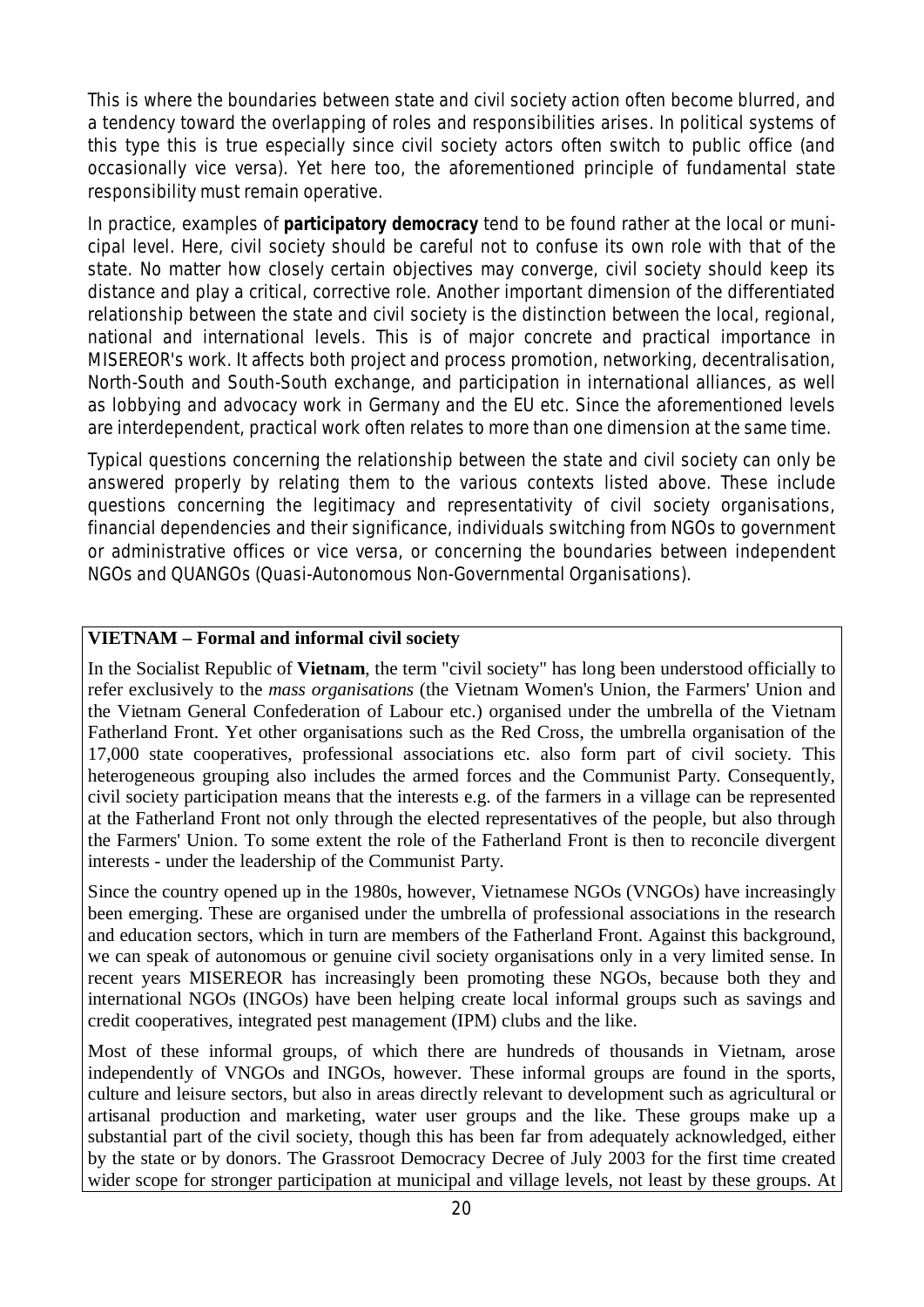This is where the boundaries between state and civil society action often become blurred, and a tendency toward the overlapping of roles and responsibilities arises. In political systems of this type this is true especially since civil society actors often switch to public office (and occasionally vice versa). Yet here too, the aforementioned principle of fundamental state responsibility must remain operative.

In practice, examples of **participatory democracy** tend to be found rather at the local or municipal level. Here, civil society should be careful not to confuse its own role with that of the state. No matter how closely certain objectives may converge, civil society should keep its distance and play a critical, corrective role. Another important dimension of the differentiated relationship between the state and civil society is the distinction between the local, regional, national and international levels. This is of major concrete and practical importance in MISEREOR's work. It affects both project and process promotion, networking, decentralisation, North-South and South-South exchange, and participation in international alliances, as well as lobbying and advocacy work in Germany and the EU etc. Since the aforementioned levels are interdependent, practical work often relates to more than one dimension at the same time.

Typical questions concerning the relationship between the state and civil society can only be answered properly by relating them to the various contexts listed above. These include questions concerning the legitimacy and representativity of civil society organisations, financial dependencies and their significance, individuals switching from NGOs to government or administrative offices or vice versa, or concerning the boundaries between independent NGOs and QUANGOs (Quasi-Autonomous Non-Governmental Organisations).

**VIETNAM – Formal and informal civil society**

In the Socialist Republic of **Vietnam**, the term "civil society" has long been understood officially to refer exclusively to the *mass organisations* (the Vietnam Women's Union, the Farmers' Union and the Vietnam General Confederation of Labour etc.) organised under the umbrella of the Vietnam Fatherland Front. Yet other organisations such as the Red Cross, the umbrella organisation of the 17,000 state cooperatives, professional associations etc. also form part of civil society. This heterogeneous grouping also includes the armed forces and the Communist Party. Consequently, civil society participation means that the interests e.g. of the farmers in a village can be represented at the Fatherland Front not only through the elected representatives of the people, but also through the Farmers' Union. To some extent the role of the Fatherland Front is then to reconcile divergent interests - under the leadership of the Communist Party.

Since the country opened up in the 1980s, however, Vietnamese NGOs (VNGOs) have increasingly been emerging. These are organised under the umbrella of professional associations in the research and education sectors, which in turn are members of the Fatherland Front. Against this background, we can speak of autonomous or genuine civil society organisations only in a very limited sense. In recent years MISEREOR has increasingly been promoting these NGOs, because both they and international NGOs (INGOs) have been helping create local informal groups such as savings and credit cooperatives, integrated pest management (IPM) clubs and the like.

Most of these informal groups, of which there are hundreds of thousands in Vietnam, arose independently of VNGOs and INGOs, however. These informal groups are found in the sports, culture and leisure sectors, but also in areas directly relevant to development such as agricultural or artisanal production and marketing, water user groups and the like. These groups make up a substantial part of the civil society, though this has been far from adequately acknowledged, either by the state or by donors. The Grassroot Democracy Decree of July 2003 for the first time created wider scope for stronger participation at municipal and village levels, not least by these groups. At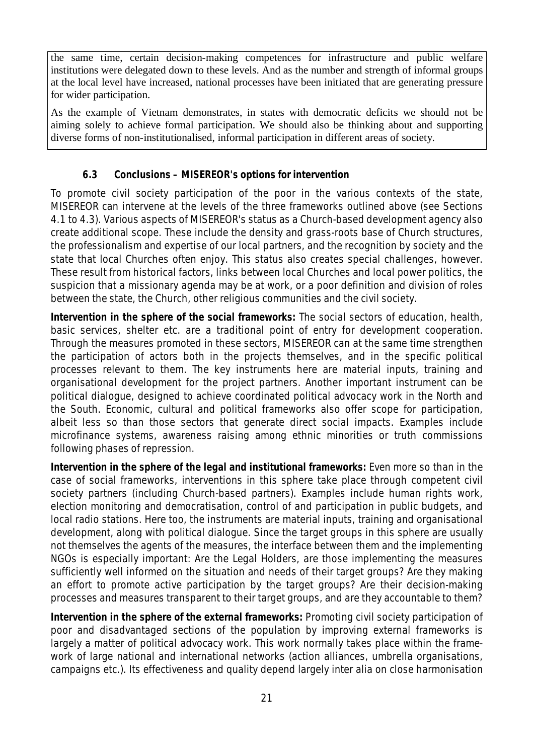the same time, certain decision-making competences for infrastructure and public welfare institutions were delegated down to these levels. And as the number and strength of informal groups at the local level have increased, national processes have been initiated that are generating pressure for wider participation.

As the example of Vietnam demonstrates, in states with democratic deficits we should not be aiming solely to achieve formal participation. We should also be thinking about and supporting diverse forms of non-institutionalised, informal participation in different areas of society.

### 6.3 Conclusions – MISEREOR's options for intervention

To promote civil society participation of the poor in the various contexts of the state, MISEREOR can intervene at the levels of the three frameworks outlined above (see Sections 4.1 to 4.3). Various aspects of MISEREOR's status as a Church-based development agency also create additional scope. These include the density and grass-roots base of Church structures, the professionalism and expertise of our local partners, and the recognition by society and the state that local Churches often enjoy. This status also creates special challenges, however. These result from historical factors, links between local Churches and local power politics, the suspicion that a missionary agenda may be at work, or a poor definition and division of roles between the state, the Church, other religious communities and the civil society.

**Intervention in the sphere of the social frameworks:** The social sectors of education, health, basic services, shelter etc. are a traditional point of entry for development cooperation. Through the measures promoted in these sectors, MISEREOR can at the same time strengthen the participation of actors both in the projects themselves, and in the specific political processes relevant to them. The key instruments here are material inputs, training and organisational development for the project partners. Another important instrument can be political dialogue, designed to achieve coordinated political advocacy work in the North and the South. Economic, cultural and political frameworks also offer scope for participation, albeit less so than those sectors that generate direct social impacts. Examples include microfinance systems, awareness raising among ethnic minorities or truth commissions following phases of repression.

**Intervention in the sphere of the legal and institutional frameworks:** Even more so than in the case of social frameworks, interventions in this sphere take place through competent civil society partners (including Church-based partners). Examples include human rights work, election monitoring and democratisation, control of and participation in public budgets, and local radio stations. Here too, the instruments are material inputs, training and organisational development, along with political dialogue. Since the target groups in this sphere are usually not themselves the agents of the measures, the interface between them and the implementing NGOs is especially important: Are the Legal Holders, are those implementing the measures sufficiently well informed on the situation and needs of their target groups? Are they making an effort to promote active participation by the target groups? Are their decision-making processes and measures transparent to their target groups, and are they accountable to them?

**Intervention in the sphere of the external frameworks:** Promoting civil society participation of poor and disadvantaged sections of the population by improving external frameworks is largely a matter of political advocacy work. This work normally takes place within the framework of large national and international networks (action alliances, umbrella organisations, campaigns etc.). Its effectiveness and quality depend largely inter alia on close harmonisation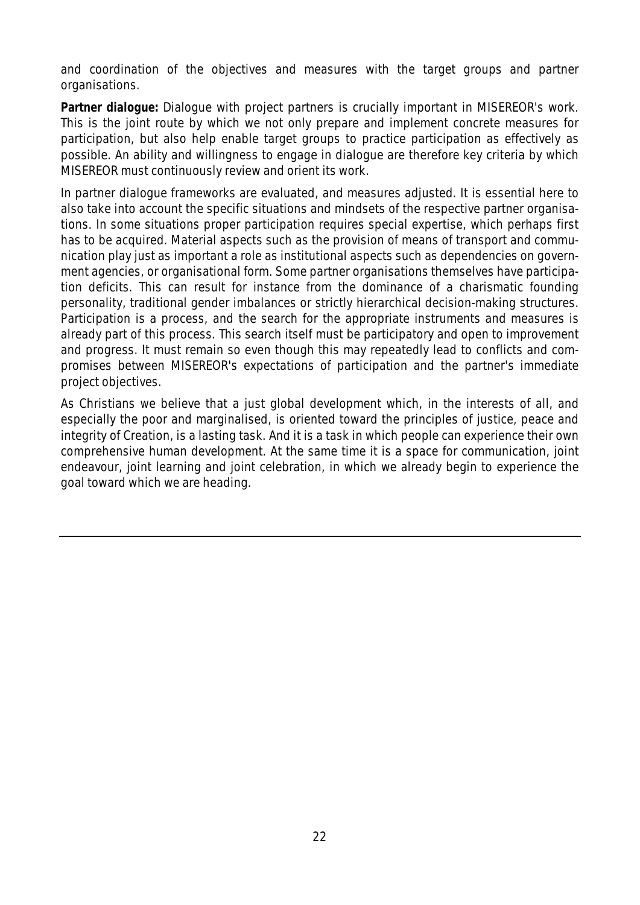and coordination of the objectives and measures with the target groups and partner organisations.

**Partner dialogue:** Dialogue with project partners is crucially important in MISEREOR's work. This is the joint route by which we not only prepare and implement concrete measures for participation, but also help enable target groups to practice participation as effectively as possible. An ability and willingness to engage in dialogue are therefore key criteria by which MISEREOR must continuously review and orient its work.

In partner dialogue frameworks are evaluated, and measures adjusted. It is essential here to also take into account the specific situations and mindsets of the respective partner organisations. In some situations proper participation requires special expertise, which perhaps first has to be acquired. Material aspects such as the provision of means of transport and communication play just as important a role as institutional aspects such as dependencies on government agencies, or organisational form. Some partner organisations themselves have participation deficits. This can result for instance from the dominance of a charismatic founding personality, traditional gender imbalances or strictly hierarchical decision-making structures. Participation is a process, and the search for the appropriate instruments and measures is already part of this process. This search itself must be participatory and open to improvement and progress. It must remain so even though this may repeatedly lead to conflicts and compromises between MISEREOR's expectations of participation and the partner's immediate project objectives.

As Christians we believe that a just global development which, in the interests of all, and especially the poor and marginalised, is oriented toward the principles of justice, peace and integrity of Creation, is a lasting task. And it is a task in which people can experience their own comprehensive human development. At the same time it is a space for communication, joint endeavour, joint learning and joint celebration, in which we already begin to experience the goal toward which we are heading.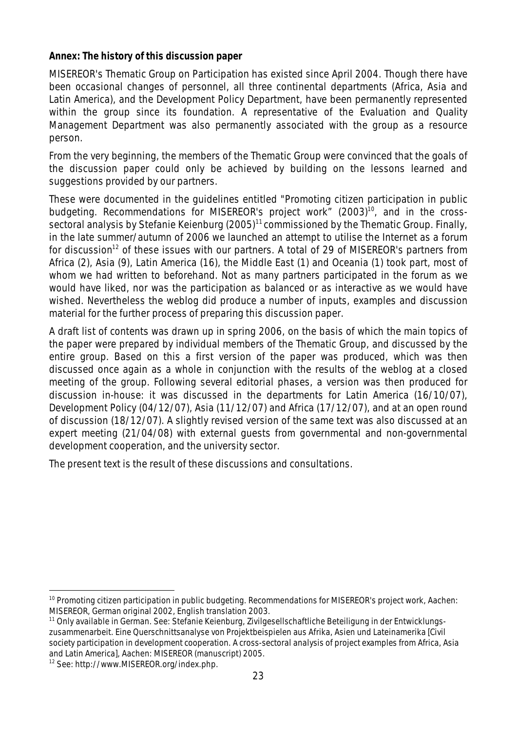**Annex: The history of this discussion paper**

MISEREOR's Thematic Group on Participation has existed since April 2004. Though there have been occasional changes of personnel, all three continental departments (Africa, Asia and Latin America), and the Development Policy Department, have been permanently represented within the group since its foundation. A representative of the Evaluation and Quality Management Department was also permanently associated with the group as a resource person.

From the very beginning, the members of the Thematic Group were convinced that the goals of the discussion paper could only be achieved by building on the lessons learned and suggestions provided by our partners.

These were documented in the guidelines entitled "Promoting citizen participation in public budgeting. Recommendations for MISEREOR's project work" (2003)[10], and in the cross-sectoral analysis by Stefanie Keienburg (2005)[11] commissioned by the Thematic Group. Finally, in the late summer/autumn of 2006 we launched an attempt to utilise the Internet as a forum for discussion[12] of these issues with our partners. A total of 29 of MISEREOR's partners from Africa (2), Asia (9), Latin America (16), the Middle East (1) and Oceania (1) took part, most of whom we had written to beforehand. Not as many partners participated in the forum as we would have liked, nor was the participation as balanced or as interactive as we would have wished. Nevertheless the weblog did produce a number of inputs, examples and discussion material for the further process of preparing this discussion paper.

A draft list of contents was drawn up in spring 2006, on the basis of which the main topics of the paper were prepared by individual members of the Thematic Group, and discussed by the entire group. Based on this a first version of the paper was produced, which was then discussed once again as a whole in conjunction with the results of the weblog at a closed meeting of the group. Following several editorial phases, a version was then produced for discussion in-house: it was discussed in the departments for Latin America (16/10/07), Development Policy (04/12/07), Asia (11/12/07) and Africa (17/12/07), and at an open round of discussion (18/12/07). A slightly revised version of the same text was also discussed at an expert meeting (21/04/08) with external guests from governmental and non-governmental development cooperation, and the university sector.

The present text is the result of these discussions and consultations.

---

[10] Promoting citizen participation in public budgeting. Recommendations for MISEREOR's project work, Aachen: MISEREOR, German original 2002, English translation 2003.

[11] Only available in German. See: Stefanie Keienburg, Zivilgesellschaftliche Beteiligung in der Entwicklungs-zusammenarbeit. Eine Querschnittsanalyse von Projektbeispielen aus Afrika, Asien und Lateinamerika [Civil society participation in development cooperation. A cross-sectoral analysis of project examples from Africa, Asia and Latin America], Aachen: MISEREOR (manuscript) 2005.

[12] See: http://www.MISEREOR.org/index.php.